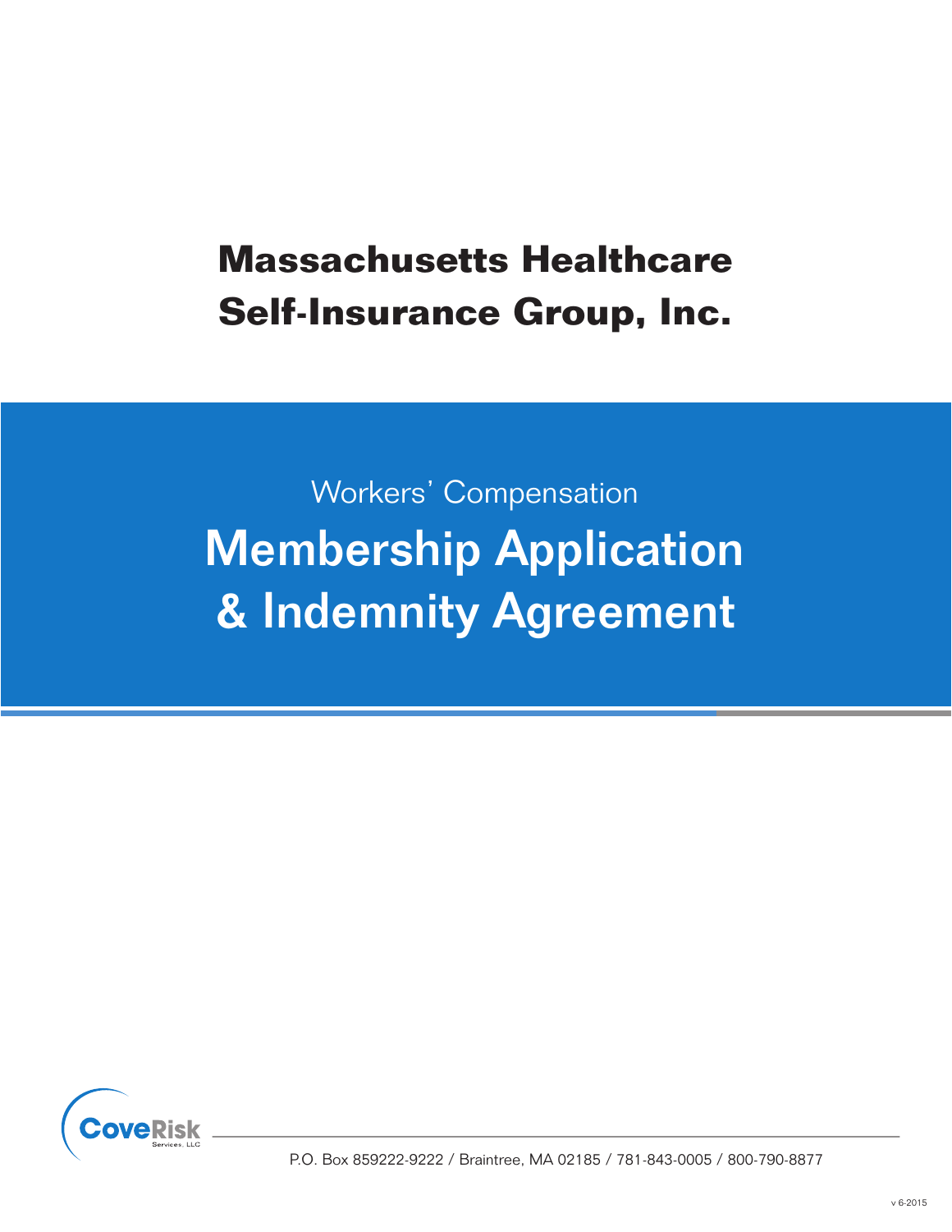# Massachusetts Healthcare Self-Insurance Group, Inc.

Workers' Compensation

## Membership Application & Indemnity Agreement

CoveRisk Services, LLC

P.O. Box 859222-9222 / Braintree, MA 02185 / 781-843-0005 / 800-790-8877

v 6-2015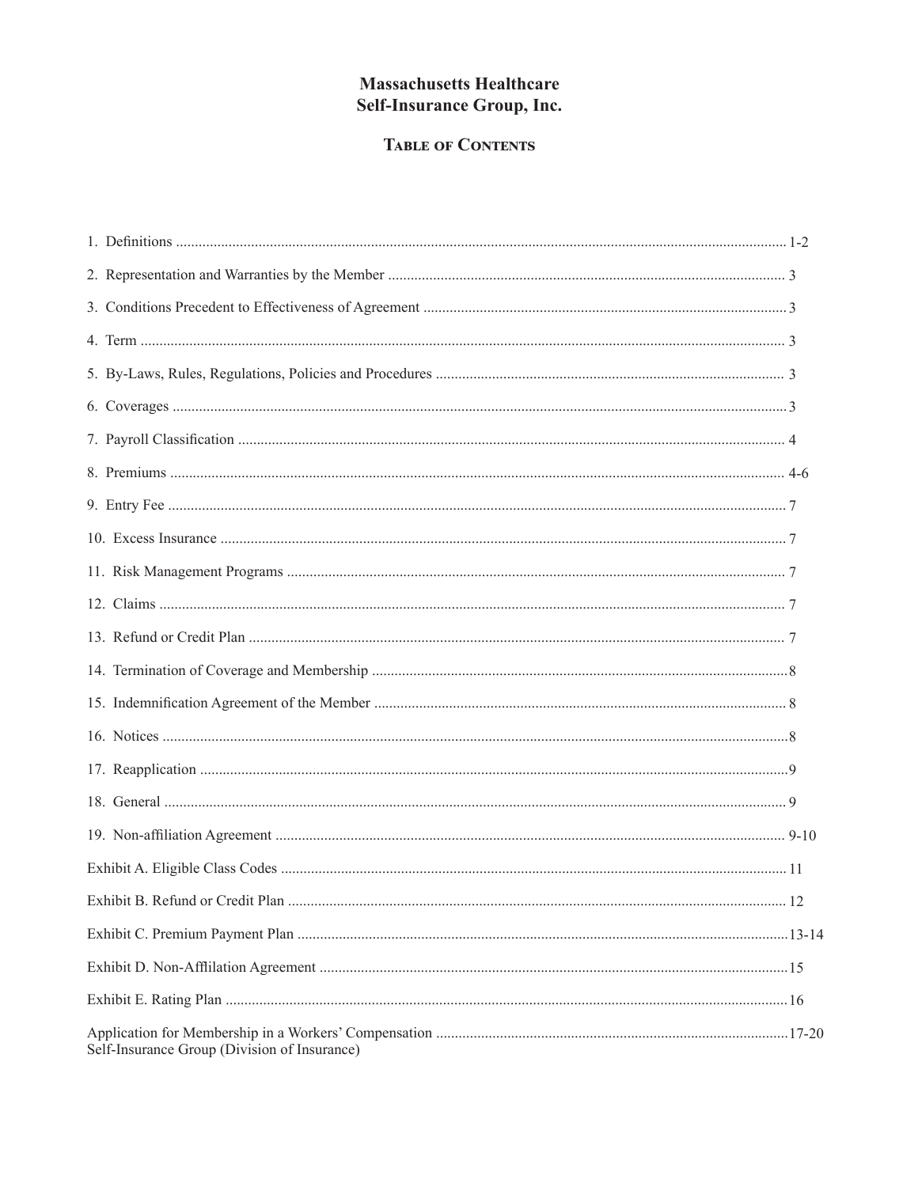# Massachusetts Healthcare Self-Insurance Group, Inc.

## Table of Contents

| | |
|---|---|
| 1. Definitions | 1-2 |
| 2. Representation and Warranties by the Member | 3 |
| 3. Conditions Precedent to Effectiveness of Agreement | 3 |
| 4. Term | 3 |
| 5. By-Laws, Rules, Regulations, Policies and Procedures | 3 |
| 6. Coverages | 3 |
| 7. Payroll Classification | 4 |
| 8. Premiums | 4-6 |
| 9. Entry Fee | 7 |
| 10. Excess Insurance | 7 |
| 11. Risk Management Programs | 7 |
| 12. Claims | 7 |
| 13. Refund or Credit Plan | 7 |
| 14. Termination of Coverage and Membership | 8 |
| 15. Indemnification Agreement of the Member | 8 |
| 16. Notices | 8 |
| 17. Reapplication | 9 |
| 18. General | 9 |
| 19. Non-affiliation Agreement | 9-10 |
| Exhibit A. Eligible Class Codes | 11 |
| Exhibit B. Refund or Credit Plan | 12 |
| Exhibit C. Premium Payment Plan | 13-14 |
| Exhibit D. Non-Afflilation Agreement | 15 |
| Exhibit E. Rating Plan | 16 |
| Application for Membership in a Workers' Compensation Self-Insurance Group (Division of Insurance) | 17-20 |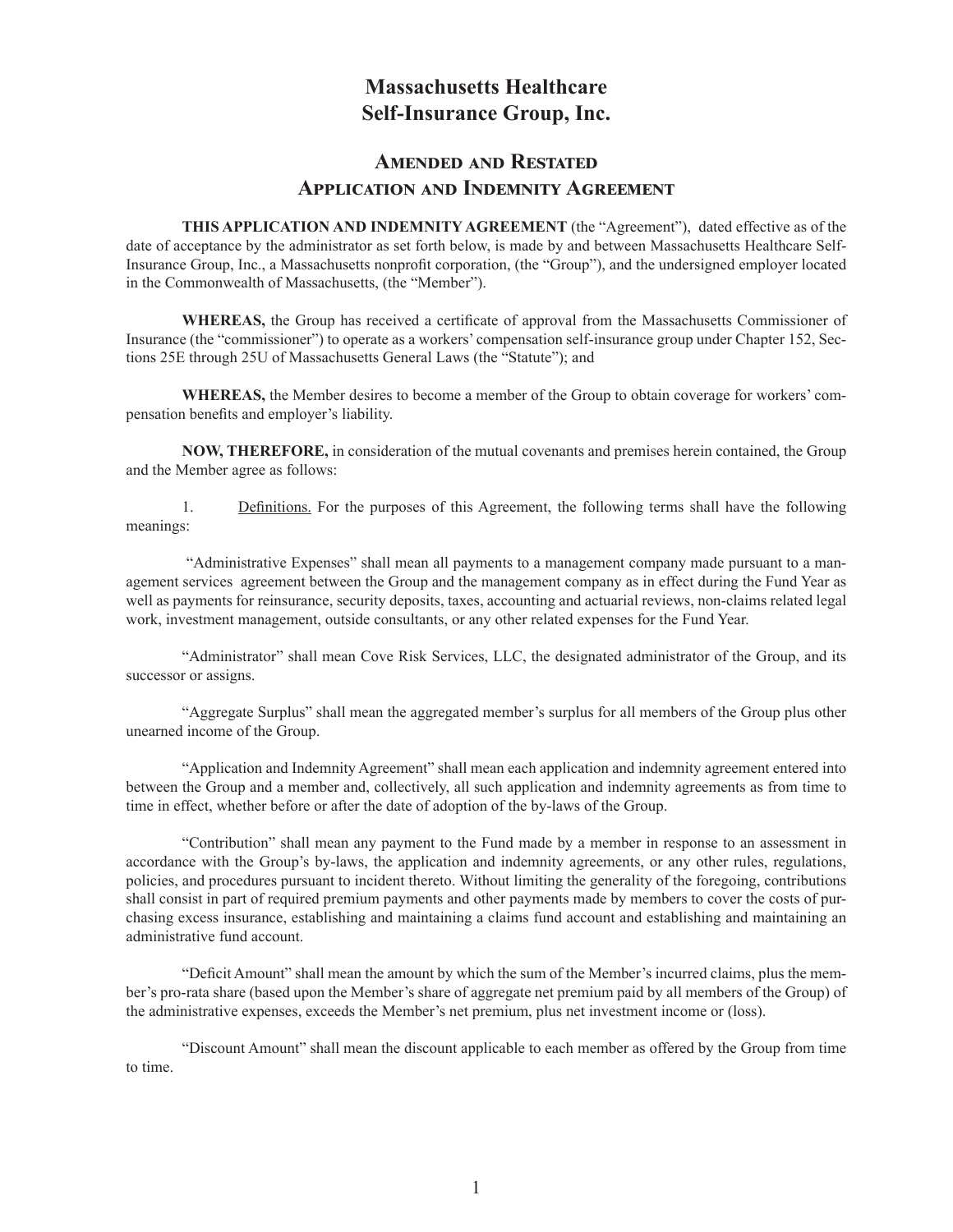# Massachusetts Healthcare Self-Insurance Group, Inc.

## Amended and Restated Application and Indemnity Agreement

**THIS APPLICATION AND INDEMNITY AGREEMENT** (the "Agreement"), dated effective as of the date of acceptance by the administrator as set forth below, is made by and between Massachusetts Healthcare Self-Insurance Group, Inc., a Massachusetts nonprofit corporation, (the "Group"), and the undersigned employer located in the Commonwealth of Massachusetts, (the "Member").

**WHEREAS,** the Group has received a certificate of approval from the Massachusetts Commissioner of Insurance (the "commissioner") to operate as a workers' compensation self-insurance group under Chapter 152, Sections 25E through 25U of Massachusetts General Laws (the "Statute"); and

**WHEREAS,** the Member desires to become a member of the Group to obtain coverage for workers' compensation benefits and employer's liability.

**NOW, THEREFORE,** in consideration of the mutual covenants and premises herein contained, the Group and the Member agree as follows:

1. Definitions. For the purposes of this Agreement, the following terms shall have the following meanings:

"Administrative Expenses" shall mean all payments to a management company made pursuant to a management services agreement between the Group and the management company as in effect during the Fund Year as well as payments for reinsurance, security deposits, taxes, accounting and actuarial reviews, non-claims related legal work, investment management, outside consultants, or any other related expenses for the Fund Year.

"Administrator" shall mean Cove Risk Services, LLC, the designated administrator of the Group, and its successor or assigns.

"Aggregate Surplus" shall mean the aggregated member's surplus for all members of the Group plus other unearned income of the Group.

"Application and Indemnity Agreement" shall mean each application and indemnity agreement entered into between the Group and a member and, collectively, all such application and indemnity agreements as from time to time in effect, whether before or after the date of adoption of the by-laws of the Group.

"Contribution" shall mean any payment to the Fund made by a member in response to an assessment in accordance with the Group's by-laws, the application and indemnity agreements, or any other rules, regulations, policies, and procedures pursuant to incident thereto. Without limiting the generality of the foregoing, contributions shall consist in part of required premium payments and other payments made by members to cover the costs of purchasing excess insurance, establishing and maintaining a claims fund account and establishing and maintaining an administrative fund account.

"Deficit Amount" shall mean the amount by which the sum of the Member's incurred claims, plus the member's pro-rata share (based upon the Member's share of aggregate net premium paid by all members of the Group) of the administrative expenses, exceeds the Member's net premium, plus net investment income or (loss).

"Discount Amount" shall mean the discount applicable to each member as offered by the Group from time to time.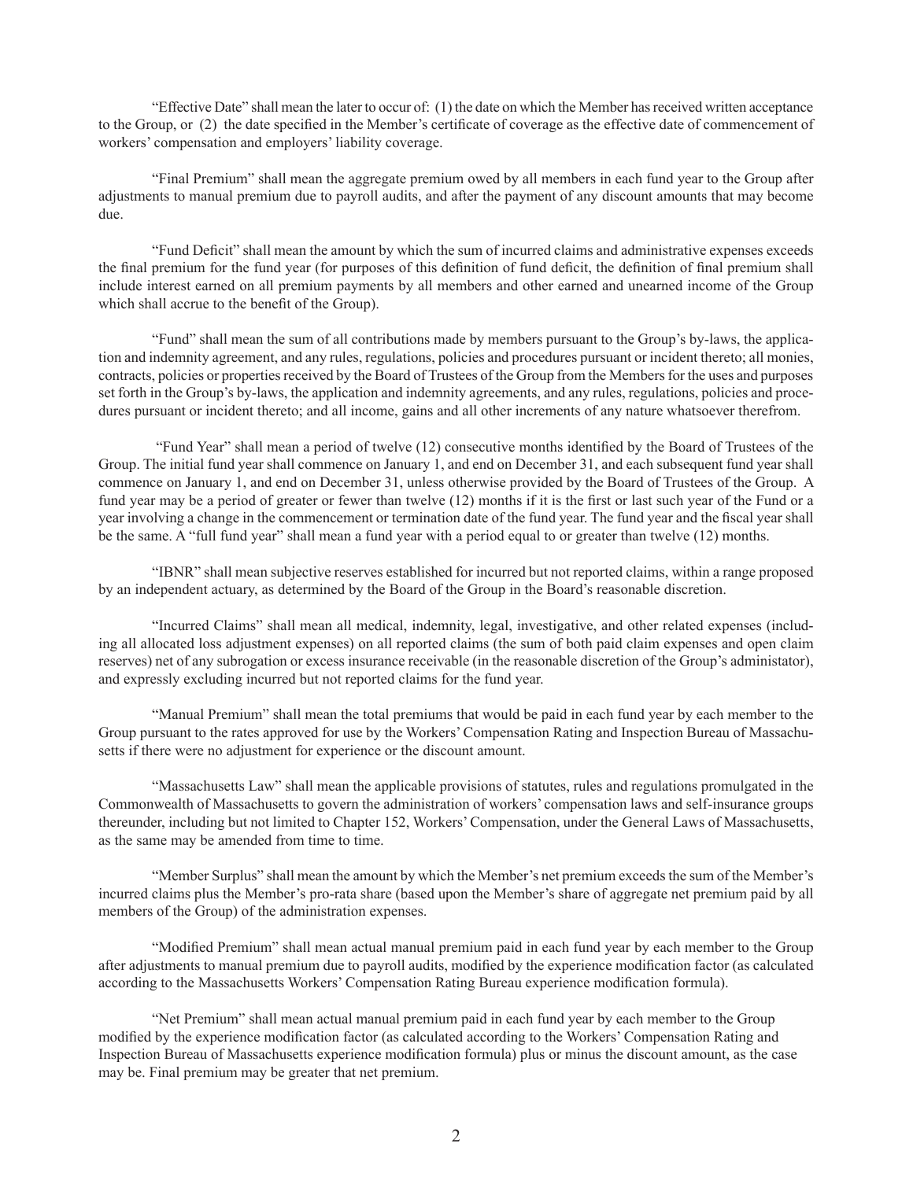"Effective Date" shall mean the later to occur of: (1) the date on which the Member has received written acceptance to the Group, or (2) the date specified in the Member's certificate of coverage as the effective date of commencement of workers' compensation and employers' liability coverage.

"Final Premium" shall mean the aggregate premium owed by all members in each fund year to the Group after adjustments to manual premium due to payroll audits, and after the payment of any discount amounts that may become due.

"Fund Deficit" shall mean the amount by which the sum of incurred claims and administrative expenses exceeds the final premium for the fund year (for purposes of this definition of fund deficit, the definition of final premium shall include interest earned on all premium payments by all members and other earned and unearned income of the Group which shall accrue to the benefit of the Group).

"Fund" shall mean the sum of all contributions made by members pursuant to the Group's by-laws, the application and indemnity agreement, and any rules, regulations, policies and procedures pursuant or incident thereto; all monies, contracts, policies or properties received by the Board of Trustees of the Group from the Members for the uses and purposes set forth in the Group's by-laws, the application and indemnity agreements, and any rules, regulations, policies and procedures pursuant or incident thereto; and all income, gains and all other increments of any nature whatsoever therefrom.

"Fund Year" shall mean a period of twelve (12) consecutive months identified by the Board of Trustees of the Group. The initial fund year shall commence on January 1, and end on December 31, and each subsequent fund year shall commence on January 1, and end on December 31, unless otherwise provided by the Board of Trustees of the Group. A fund year may be a period of greater or fewer than twelve (12) months if it is the first or last such year of the Fund or a year involving a change in the commencement or termination date of the fund year. The fund year and the fiscal year shall be the same. A "full fund year" shall mean a fund year with a period equal to or greater than twelve (12) months.

"IBNR" shall mean subjective reserves established for incurred but not reported claims, within a range proposed by an independent actuary, as determined by the Board of the Group in the Board's reasonable discretion.

"Incurred Claims" shall mean all medical, indemnity, legal, investigative, and other related expenses (including all allocated loss adjustment expenses) on all reported claims (the sum of both paid claim expenses and open claim reserves) net of any subrogation or excess insurance receivable (in the reasonable discretion of the Group's administator), and expressly excluding incurred but not reported claims for the fund year.

"Manual Premium" shall mean the total premiums that would be paid in each fund year by each member to the Group pursuant to the rates approved for use by the Workers' Compensation Rating and Inspection Bureau of Massachusetts if there were no adjustment for experience or the discount amount.

"Massachusetts Law" shall mean the applicable provisions of statutes, rules and regulations promulgated in the Commonwealth of Massachusetts to govern the administration of workers' compensation laws and self-insurance groups thereunder, including but not limited to Chapter 152, Workers' Compensation, under the General Laws of Massachusetts, as the same may be amended from time to time.

"Member Surplus" shall mean the amount by which the Member's net premium exceeds the sum of the Member's incurred claims plus the Member's pro-rata share (based upon the Member's share of aggregate net premium paid by all members of the Group) of the administration expenses.

"Modified Premium" shall mean actual manual premium paid in each fund year by each member to the Group after adjustments to manual premium due to payroll audits, modified by the experience modification factor (as calculated according to the Massachusetts Workers' Compensation Rating Bureau experience modification formula).

"Net Premium" shall mean actual manual premium paid in each fund year by each member to the Group modified by the experience modification factor (as calculated according to the Workers' Compensation Rating and Inspection Bureau of Massachusetts experience modification formula) plus or minus the discount amount, as the case may be. Final premium may be greater that net premium.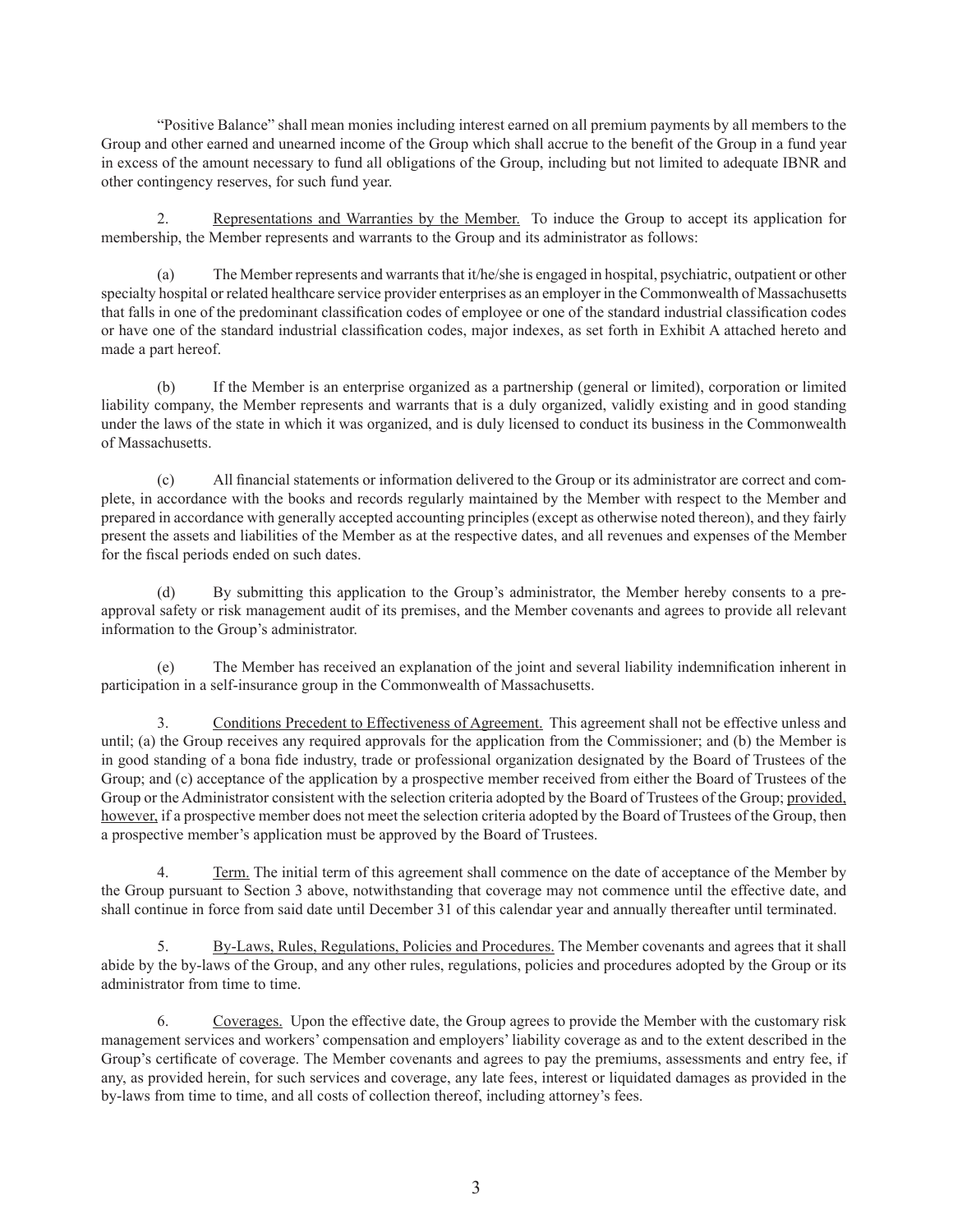"Positive Balance" shall mean monies including interest earned on all premium payments by all members to the Group and other earned and unearned income of the Group which shall accrue to the benefit of the Group in a fund year in excess of the amount necessary to fund all obligations of the Group, including but not limited to adequate IBNR and other contingency reserves, for such fund year.

2. Representations and Warranties by the Member. To induce the Group to accept its application for membership, the Member represents and warrants to the Group and its administrator as follows:

(a) The Member represents and warrants that it/he/she is engaged in hospital, psychiatric, outpatient or other specialty hospital or related healthcare service provider enterprises as an employer in the Commonwealth of Massachusetts that falls in one of the predominant classification codes of employee or one of the standard industrial classification codes or have one of the standard industrial classification codes, major indexes, as set forth in Exhibit A attached hereto and made a part hereof.

(b) If the Member is an enterprise organized as a partnership (general or limited), corporation or limited liability company, the Member represents and warrants that is a duly organized, validly existing and in good standing under the laws of the state in which it was organized, and is duly licensed to conduct its business in the Commonwealth of Massachusetts.

(c) All financial statements or information delivered to the Group or its administrator are correct and complete, in accordance with the books and records regularly maintained by the Member with respect to the Member and prepared in accordance with generally accepted accounting principles (except as otherwise noted thereon), and they fairly present the assets and liabilities of the Member as at the respective dates, and all revenues and expenses of the Member for the fiscal periods ended on such dates.

(d) By submitting this application to the Group's administrator, the Member hereby consents to a pre-approval safety or risk management audit of its premises, and the Member covenants and agrees to provide all relevant information to the Group's administrator.

(e) The Member has received an explanation of the joint and several liability indemnification inherent in participation in a self-insurance group in the Commonwealth of Massachusetts.

3. Conditions Precedent to Effectiveness of Agreement. This agreement shall not be effective unless and until; (a) the Group receives any required approvals for the application from the Commissioner; and (b) the Member is in good standing of a bona fide industry, trade or professional organization designated by the Board of Trustees of the Group; and (c) acceptance of the application by a prospective member received from either the Board of Trustees of the Group or the Administrator consistent with the selection criteria adopted by the Board of Trustees of the Group; provided, however, if a prospective member does not meet the selection criteria adopted by the Board of Trustees of the Group, then a prospective member's application must be approved by the Board of Trustees.

4. Term. The initial term of this agreement shall commence on the date of acceptance of the Member by the Group pursuant to Section 3 above, notwithstanding that coverage may not commence until the effective date, and shall continue in force from said date until December 31 of this calendar year and annually thereafter until terminated.

5. By-Laws, Rules, Regulations, Policies and Procedures. The Member covenants and agrees that it shall abide by the by-laws of the Group, and any other rules, regulations, policies and procedures adopted by the Group or its administrator from time to time.

6. Coverages. Upon the effective date, the Group agrees to provide the Member with the customary risk management services and workers' compensation and employers' liability coverage as and to the extent described in the Group's certificate of coverage. The Member covenants and agrees to pay the premiums, assessments and entry fee, if any, as provided herein, for such services and coverage, any late fees, interest or liquidated damages as provided in the by-laws from time to time, and all costs of collection thereof, including attorney's fees.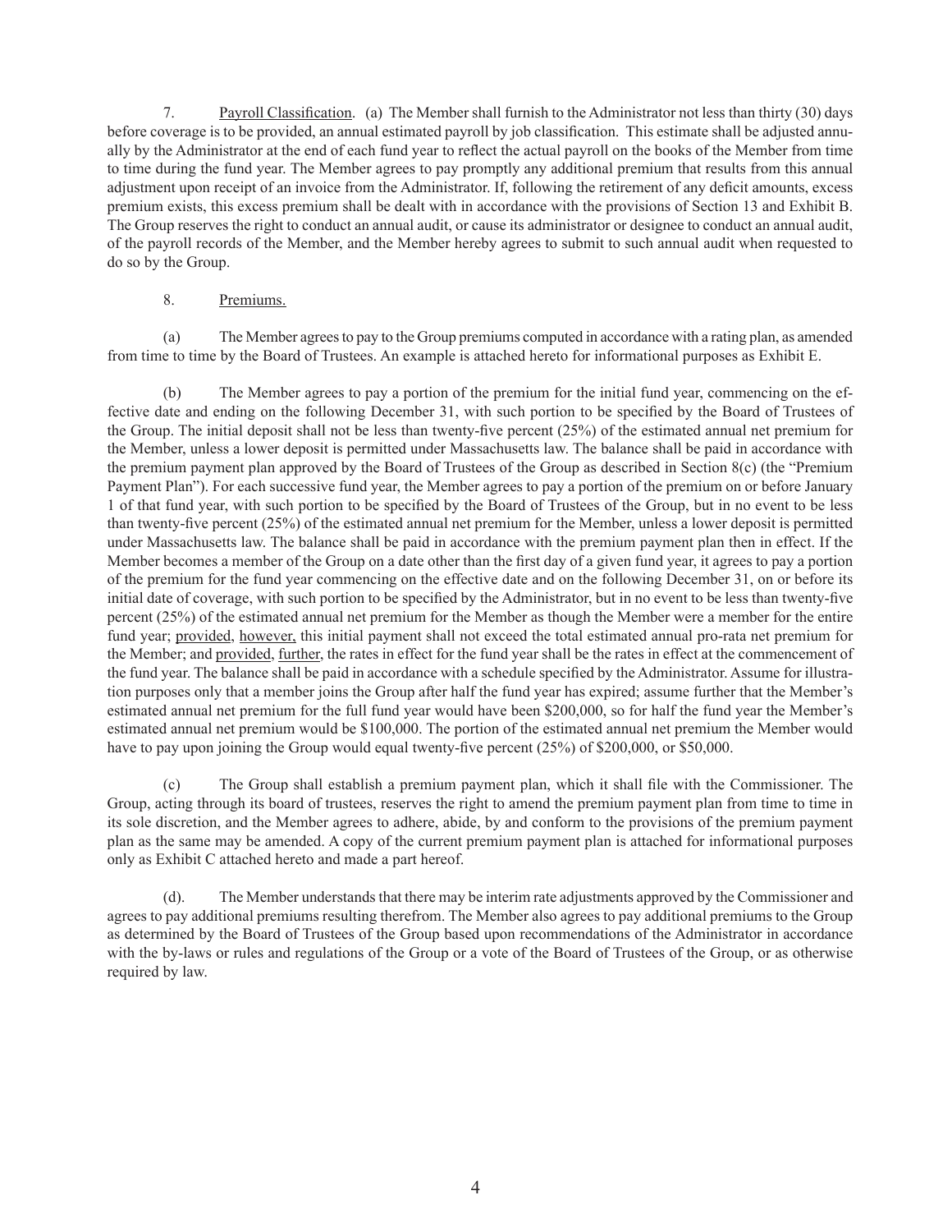7. Payroll Classification. (a) The Member shall furnish to the Administrator not less than thirty (30) days before coverage is to be provided, an annual estimated payroll by job classification. This estimate shall be adjusted annually by the Administrator at the end of each fund year to reflect the actual payroll on the books of the Member from time to time during the fund year. The Member agrees to pay promptly any additional premium that results from this annual adjustment upon receipt of an invoice from the Administrator. If, following the retirement of any deficit amounts, excess premium exists, this excess premium shall be dealt with in accordance with the provisions of Section 13 and Exhibit B. The Group reserves the right to conduct an annual audit, or cause its administrator or designee to conduct an annual audit, of the payroll records of the Member, and the Member hereby agrees to submit to such annual audit when requested to do so by the Group.

8. Premiums.

(a) The Member agrees to pay to the Group premiums computed in accordance with a rating plan, as amended from time to time by the Board of Trustees. An example is attached hereto for informational purposes as Exhibit E.

(b) The Member agrees to pay a portion of the premium for the initial fund year, commencing on the effective date and ending on the following December 31, with such portion to be specified by the Board of Trustees of the Group. The initial deposit shall not be less than twenty-five percent (25%) of the estimated annual net premium for the Member, unless a lower deposit is permitted under Massachusetts law. The balance shall be paid in accordance with the premium payment plan approved by the Board of Trustees of the Group as described in Section 8(c) (the "Premium Payment Plan"). For each successive fund year, the Member agrees to pay a portion of the premium on or before January 1 of that fund year, with such portion to be specified by the Board of Trustees of the Group, but in no event to be less than twenty-five percent (25%) of the estimated annual net premium for the Member, unless a lower deposit is permitted under Massachusetts law. The balance shall be paid in accordance with the premium payment plan then in effect. If the Member becomes a member of the Group on a date other than the first day of a given fund year, it agrees to pay a portion of the premium for the fund year commencing on the effective date and on the following December 31, on or before its initial date of coverage, with such portion to be specified by the Administrator, but in no event to be less than twenty-five percent (25%) of the estimated annual net premium for the Member as though the Member were a member for the entire fund year; provided, however, this initial payment shall not exceed the total estimated annual pro-rata net premium for the Member; and provided, further, the rates in effect for the fund year shall be the rates in effect at the commencement of the fund year. The balance shall be paid in accordance with a schedule specified by the Administrator. Assume for illustration purposes only that a member joins the Group after half the fund year has expired; assume further that the Member's estimated annual net premium for the full fund year would have been \$200,000, so for half the fund year the Member's estimated annual net premium would be \$100,000. The portion of the estimated annual net premium the Member would have to pay upon joining the Group would equal twenty-five percent (25%) of \$200,000, or \$50,000.

(c) The Group shall establish a premium payment plan, which it shall file with the Commissioner. The Group, acting through its board of trustees, reserves the right to amend the premium payment plan from time to time in its sole discretion, and the Member agrees to adhere, abide, by and conform to the provisions of the premium payment plan as the same may be amended. A copy of the current premium payment plan is attached for informational purposes only as Exhibit C attached hereto and made a part hereof.

(d). The Member understands that there may be interim rate adjustments approved by the Commissioner and agrees to pay additional premiums resulting therefrom. The Member also agrees to pay additional premiums to the Group as determined by the Board of Trustees of the Group based upon recommendations of the Administrator in accordance with the by-laws or rules and regulations of the Group or a vote of the Board of Trustees of the Group, or as otherwise required by law.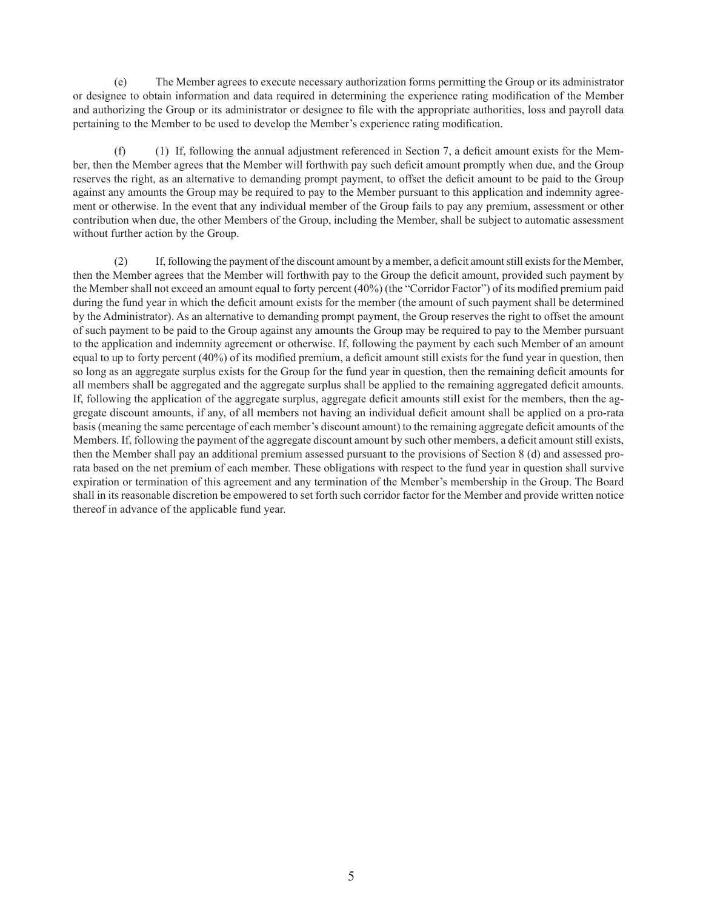(e) The Member agrees to execute necessary authorization forms permitting the Group or its administrator or designee to obtain information and data required in determining the experience rating modification of the Member and authorizing the Group or its administrator or designee to file with the appropriate authorities, loss and payroll data pertaining to the Member to be used to develop the Member's experience rating modification.

(f) (1) If, following the annual adjustment referenced in Section 7, a deficit amount exists for the Member, then the Member agrees that the Member will forthwith pay such deficit amount promptly when due, and the Group reserves the right, as an alternative to demanding prompt payment, to offset the deficit amount to be paid to the Group against any amounts the Group may be required to pay to the Member pursuant to this application and indemnity agreement or otherwise. In the event that any individual member of the Group fails to pay any premium, assessment or other contribution when due, the other Members of the Group, including the Member, shall be subject to automatic assessment without further action by the Group.

(2) If, following the payment of the discount amount by a member, a deficit amount still exists for the Member, then the Member agrees that the Member will forthwith pay to the Group the deficit amount, provided such payment by the Member shall not exceed an amount equal to forty percent (40%) (the "Corridor Factor") of its modified premium paid during the fund year in which the deficit amount exists for the member (the amount of such payment shall be determined by the Administrator). As an alternative to demanding prompt payment, the Group reserves the right to offset the amount of such payment to be paid to the Group against any amounts the Group may be required to pay to the Member pursuant to the application and indemnity agreement or otherwise. If, following the payment by each such Member of an amount equal to up to forty percent (40%) of its modified premium, a deficit amount still exists for the fund year in question, then so long as an aggregate surplus exists for the Group for the fund year in question, then the remaining deficit amounts for all members shall be aggregated and the aggregate surplus shall be applied to the remaining aggregated deficit amounts. If, following the application of the aggregate surplus, aggregate deficit amounts still exist for the members, then the aggregate discount amounts, if any, of all members not having an individual deficit amount shall be applied on a pro-rata basis (meaning the same percentage of each member's discount amount) to the remaining aggregate deficit amounts of the Members. If, following the payment of the aggregate discount amount by such other members, a deficit amount still exists, then the Member shall pay an additional premium assessed pursuant to the provisions of Section 8 (d) and assessed pro-rata based on the net premium of each member. These obligations with respect to the fund year in question shall survive expiration or termination of this agreement and any termination of the Member's membership in the Group. The Board shall in its reasonable discretion be empowered to set forth such corridor factor for the Member and provide written notice thereof in advance of the applicable fund year.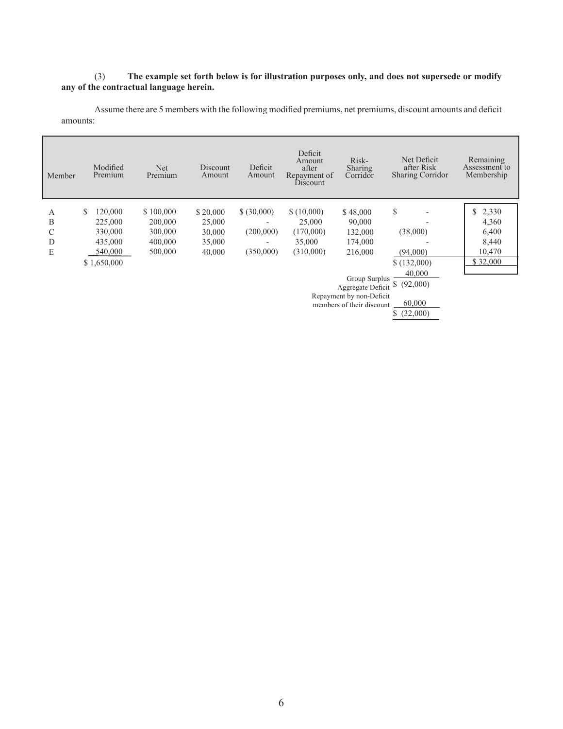(3) **The example set forth below is for illustration purposes only, and does not supersede or modify any of the contractual language herein.**

Assume there are 5 members with the following modified premiums, net premiums, discount amounts and deficit amounts:

| Member | Modified Premium | Net Premium | Discount Amount | Deficit Amount | Deficit Amount after Repayment of Discount | Risk-Sharing Corridor | Net Deficit after Risk Sharing Corridor | Remaining Assessment to Membership |
|---|---|---|---|---|---|---|---|---|
| A | $ 120,000 | $ 100,000 | $ 20,000 | $ (30,000) | $ (10,000) | $ 48,000 | $ - | $ 2,330 |
| B | 225,000 | 200,000 | 25,000 | - | 25,000 | 90,000 | - | 4,360 |
| C | 330,000 | 300,000 | 30,000 | (200,000) | (170,000) | 132,000 | (38,000) | 6,400 |
| D | 435,000 | 400,000 | 35,000 | - | 35,000 | 174,000 | - | 8,440 |
| E | 540,000 | 500,000 | 40,000 | (350,000) | (310,000) | 216,000 | (94,000) | 10,470 |
| | $ 1,650,000 | | | | | | $ (132,000) | $ 32,000 |
| | | | | | | Group Surplus | 40,000 | |
| | | | | | | Aggregate Deficit | $ (92,000) | |
| | | | | | | Repayment by non-Deficit members of their discount | 60,000 | |
| | | | | | | | $ (32,000) | |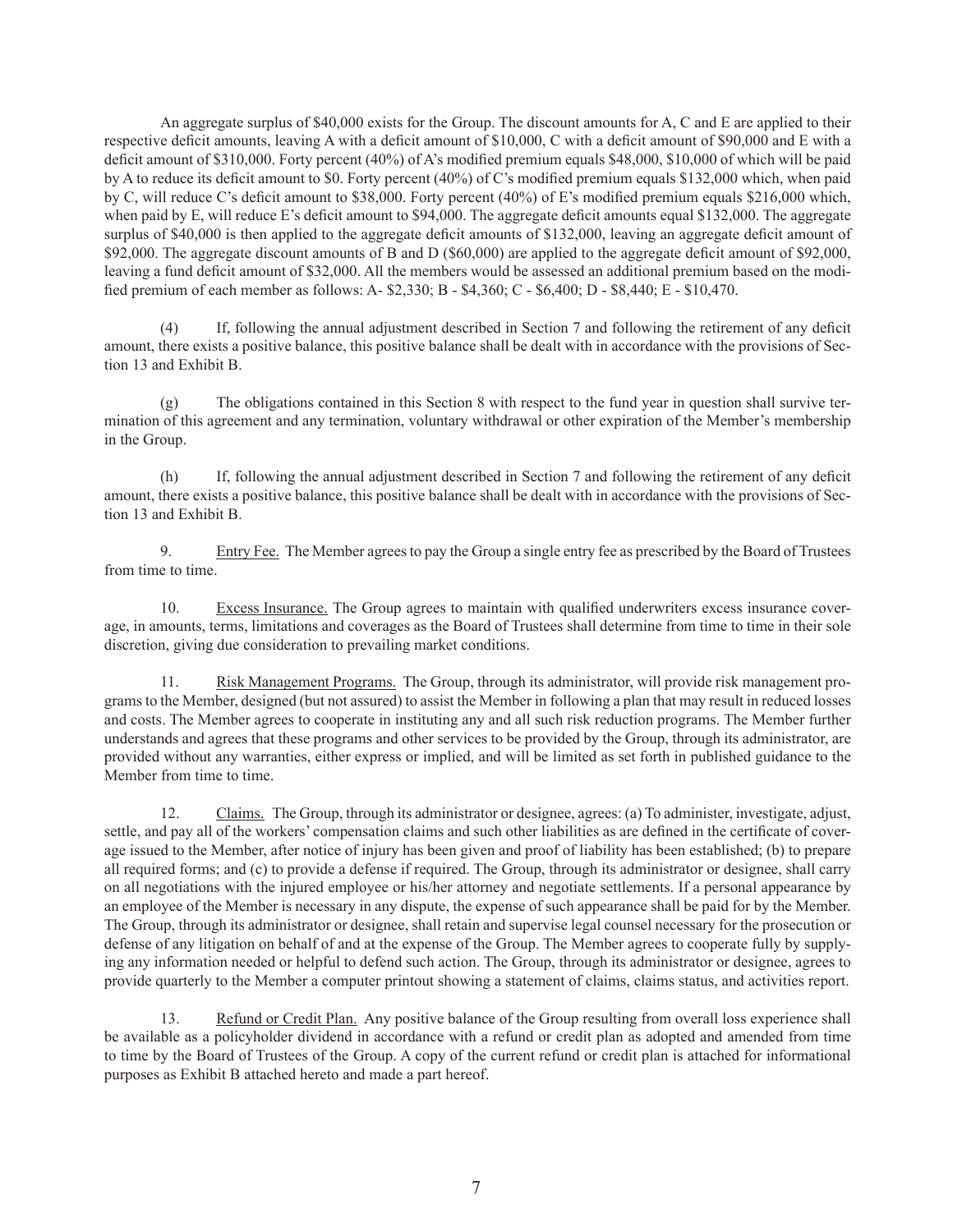An aggregate surplus of $40,000 exists for the Group. The discount amounts for A, C and E are applied to their respective deficit amounts, leaving A with a deficit amount of $10,000, C with a deficit amount of $90,000 and E with a deficit amount of $310,000. Forty percent (40%) of A's modified premium equals $48,000, $10,000 of which will be paid by A to reduce its deficit amount to $0. Forty percent (40%) of C's modified premium equals $132,000 which, when paid by C, will reduce C's deficit amount to $38,000. Forty percent (40%) of E's modified premium equals $216,000 which, when paid by E, will reduce E's deficit amount to $94,000. The aggregate deficit amounts equal $132,000. The aggregate surplus of $40,000 is then applied to the aggregate deficit amounts of $132,000, leaving an aggregate deficit amount of $92,000. The aggregate discount amounts of B and D ($60,000) are applied to the aggregate deficit amount of $92,000, leaving a fund deficit amount of $32,000. All the members would be assessed an additional premium based on the modified premium of each member as follows: A- $2,330; B - $4,360; C - $6,400; D - $8,440; E - $10,470.

(4) If, following the annual adjustment described in Section 7 and following the retirement of any deficit amount, there exists a positive balance, this positive balance shall be dealt with in accordance with the provisions of Section 13 and Exhibit B.

(g) The obligations contained in this Section 8 with respect to the fund year in question shall survive termination of this agreement and any termination, voluntary withdrawal or other expiration of the Member's membership in the Group.

(h) If, following the annual adjustment described in Section 7 and following the retirement of any deficit amount, there exists a positive balance, this positive balance shall be dealt with in accordance with the provisions of Section 13 and Exhibit B.

9. Entry Fee. The Member agrees to pay the Group a single entry fee as prescribed by the Board of Trustees from time to time.

10. Excess Insurance. The Group agrees to maintain with qualified underwriters excess insurance coverage, in amounts, terms, limitations and coverages as the Board of Trustees shall determine from time to time in their sole discretion, giving due consideration to prevailing market conditions.

11. Risk Management Programs. The Group, through its administrator, will provide risk management programs to the Member, designed (but not assured) to assist the Member in following a plan that may result in reduced losses and costs. The Member agrees to cooperate in instituting any and all such risk reduction programs. The Member further understands and agrees that these programs and other services to be provided by the Group, through its administrator, are provided without any warranties, either express or implied, and will be limited as set forth in published guidance to the Member from time to time.

12. Claims. The Group, through its administrator or designee, agrees: (a) To administer, investigate, adjust, settle, and pay all of the workers' compensation claims and such other liabilities as are defined in the certificate of coverage issued to the Member, after notice of injury has been given and proof of liability has been established; (b) to prepare all required forms; and (c) to provide a defense if required. The Group, through its administrator or designee, shall carry on all negotiations with the injured employee or his/her attorney and negotiate settlements. If a personal appearance by an employee of the Member is necessary in any dispute, the expense of such appearance shall be paid for by the Member. The Group, through its administrator or designee, shall retain and supervise legal counsel necessary for the prosecution or defense of any litigation on behalf of and at the expense of the Group. The Member agrees to cooperate fully by supplying any information needed or helpful to defend such action. The Group, through its administrator or designee, agrees to provide quarterly to the Member a computer printout showing a statement of claims, claims status, and activities report.

13. Refund or Credit Plan. Any positive balance of the Group resulting from overall loss experience shall be available as a policyholder dividend in accordance with a refund or credit plan as adopted and amended from time to time by the Board of Trustees of the Group. A copy of the current refund or credit plan is attached for informational purposes as Exhibit B attached hereto and made a part hereof.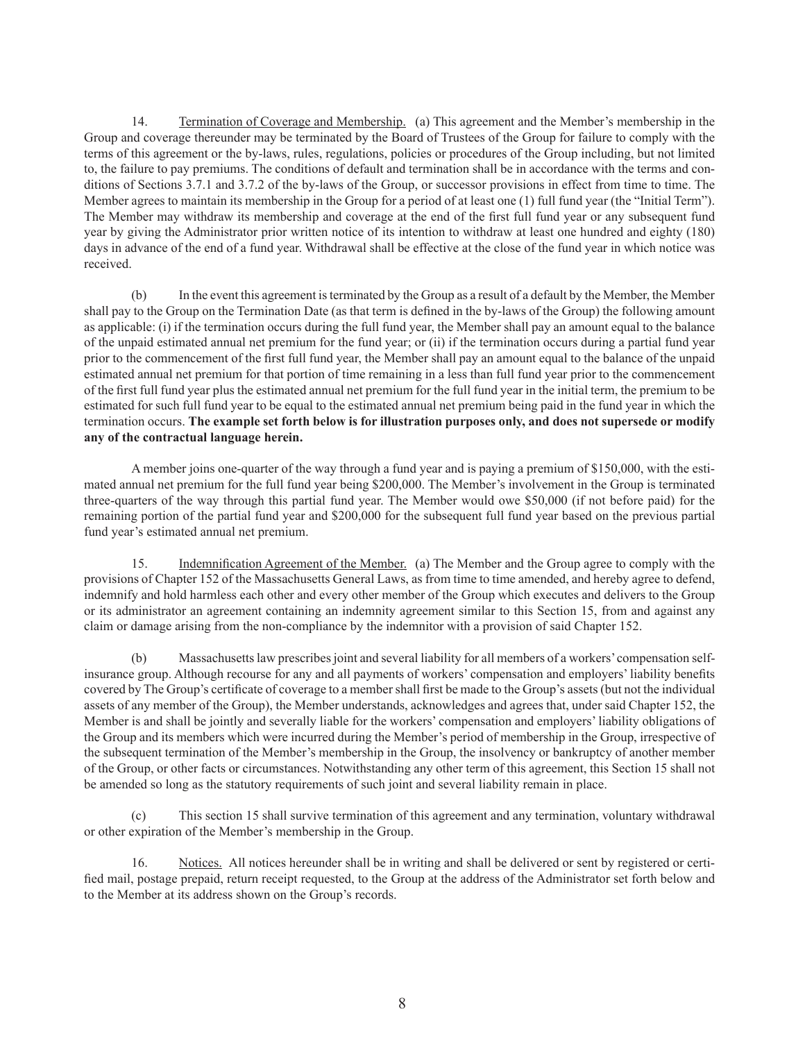14. Termination of Coverage and Membership. (a) This agreement and the Member's membership in the Group and coverage thereunder may be terminated by the Board of Trustees of the Group for failure to comply with the terms of this agreement or the by-laws, rules, regulations, policies or procedures of the Group including, but not limited to, the failure to pay premiums. The conditions of default and termination shall be in accordance with the terms and conditions of Sections 3.7.1 and 3.7.2 of the by-laws of the Group, or successor provisions in effect from time to time. The Member agrees to maintain its membership in the Group for a period of at least one (1) full fund year (the "Initial Term"). The Member may withdraw its membership and coverage at the end of the first full fund year or any subsequent fund year by giving the Administrator prior written notice of its intention to withdraw at least one hundred and eighty (180) days in advance of the end of a fund year. Withdrawal shall be effective at the close of the fund year in which notice was received.

(b) In the event this agreement is terminated by the Group as a result of a default by the Member, the Member shall pay to the Group on the Termination Date (as that term is defined in the by-laws of the Group) the following amount as applicable: (i) if the termination occurs during the full fund year, the Member shall pay an amount equal to the balance of the unpaid estimated annual net premium for the fund year; or (ii) if the termination occurs during a partial fund year prior to the commencement of the first full fund year, the Member shall pay an amount equal to the balance of the unpaid estimated annual net premium for that portion of time remaining in a less than full fund year prior to the commencement of the first full fund year plus the estimated annual net premium for the full fund year in the initial term, the premium to be estimated for such full fund year to be equal to the estimated annual net premium being paid in the fund year in which the termination occurs. **The example set forth below is for illustration purposes only, and does not supersede or modify any of the contractual language herein.**

A member joins one-quarter of the way through a fund year and is paying a premium of $150,000, with the estimated annual net premium for the full fund year being $200,000. The Member's involvement in the Group is terminated three-quarters of the way through this partial fund year. The Member would owe $50,000 (if not before paid) for the remaining portion of the partial fund year and $200,000 for the subsequent full fund year based on the previous partial fund year's estimated annual net premium.

15. Indemnification Agreement of the Member. (a) The Member and the Group agree to comply with the provisions of Chapter 152 of the Massachusetts General Laws, as from time to time amended, and hereby agree to defend, indemnify and hold harmless each other and every other member of the Group which executes and delivers to the Group or its administrator an agreement containing an indemnity agreement similar to this Section 15, from and against any claim or damage arising from the non-compliance by the indemnitor with a provision of said Chapter 152.

(b) Massachusetts law prescribes joint and several liability for all members of a workers' compensation self-insurance group. Although recourse for any and all payments of workers' compensation and employers' liability benefits covered by The Group's certificate of coverage to a member shall first be made to the Group's assets (but not the individual assets of any member of the Group), the Member understands, acknowledges and agrees that, under said Chapter 152, the Member is and shall be jointly and severally liable for the workers' compensation and employers' liability obligations of the Group and its members which were incurred during the Member's period of membership in the Group, irrespective of the subsequent termination of the Member's membership in the Group, the insolvency or bankruptcy of another member of the Group, or other facts or circumstances. Notwithstanding any other term of this agreement, this Section 15 shall not be amended so long as the statutory requirements of such joint and several liability remain in place.

(c) This section 15 shall survive termination of this agreement and any termination, voluntary withdrawal or other expiration of the Member's membership in the Group.

16. Notices. All notices hereunder shall be in writing and shall be delivered or sent by registered or certified mail, postage prepaid, return receipt requested, to the Group at the address of the Administrator set forth below and to the Member at its address shown on the Group's records.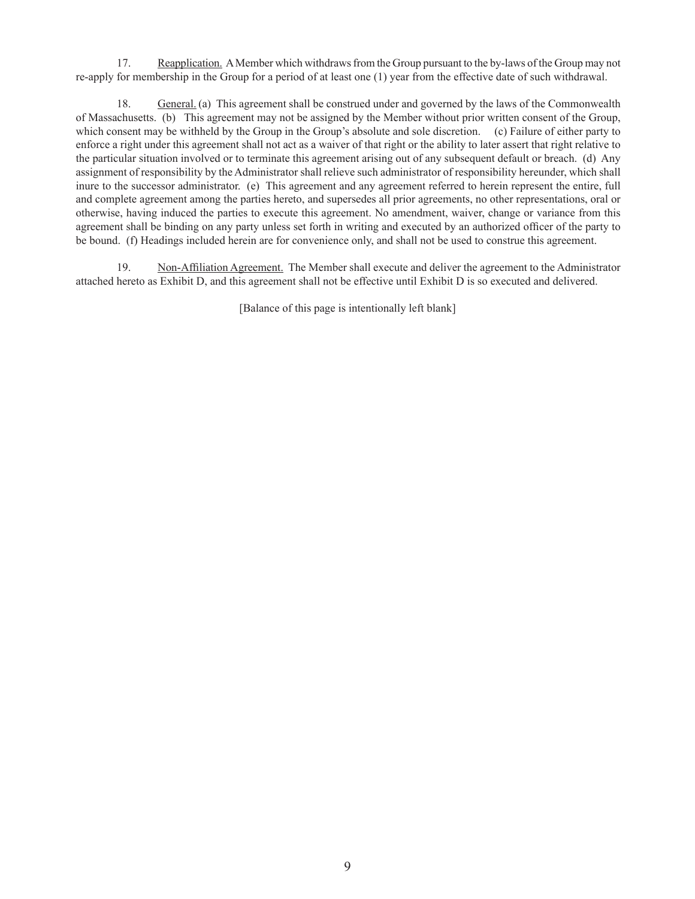17. Reapplication. A Member which withdraws from the Group pursuant to the by-laws of the Group may not re-apply for membership in the Group for a period of at least one (1) year from the effective date of such withdrawal.

18. General. (a) This agreement shall be construed under and governed by the laws of the Commonwealth of Massachusetts. (b) This agreement may not be assigned by the Member without prior written consent of the Group, which consent may be withheld by the Group in the Group's absolute and sole discretion. (c) Failure of either party to enforce a right under this agreement shall not act as a waiver of that right or the ability to later assert that right relative to the particular situation involved or to terminate this agreement arising out of any subsequent default or breach. (d) Any assignment of responsibility by the Administrator shall relieve such administrator of responsibility hereunder, which shall inure to the successor administrator. (e) This agreement and any agreement referred to herein represent the entire, full and complete agreement among the parties hereto, and supersedes all prior agreements, no other representations, oral or otherwise, having induced the parties to execute this agreement. No amendment, waiver, change or variance from this agreement shall be binding on any party unless set forth in writing and executed by an authorized officer of the party to be bound. (f) Headings included herein are for convenience only, and shall not be used to construe this agreement.

19. Non-Affiliation Agreement. The Member shall execute and deliver the agreement to the Administrator attached hereto as Exhibit D, and this agreement shall not be effective until Exhibit D is so executed and delivered.

[Balance of this page is intentionally left blank]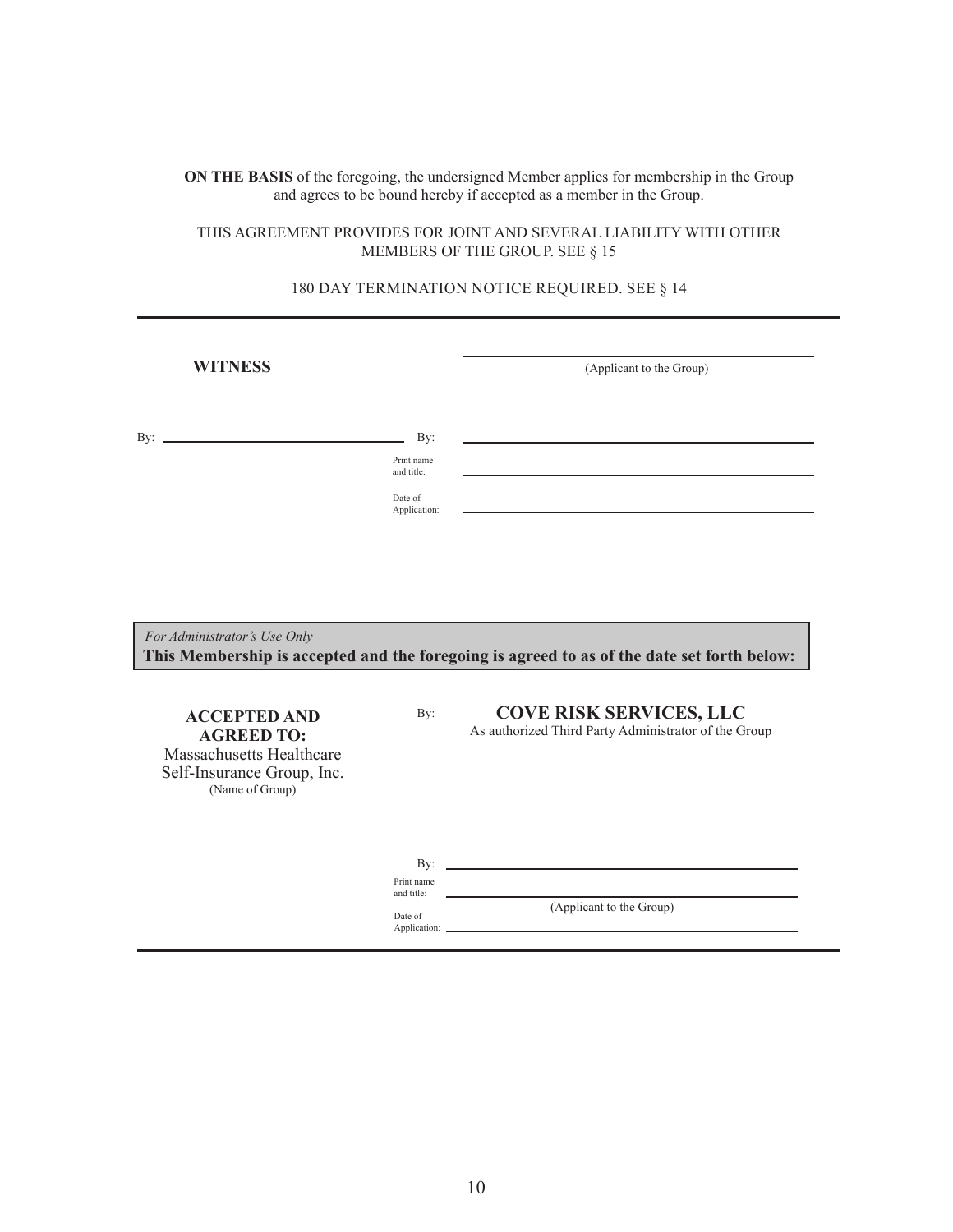**ON THE BASIS** of the foregoing, the undersigned Member applies for membership in the Group and agrees to be bound hereby if accepted as a member in the Group.

THIS AGREEMENT PROVIDES FOR JOINT AND SEVERAL LIABILITY WITH OTHER MEMBERS OF THE GROUP. SEE § 15

180 DAY TERMINATION NOTICE REQUIRED. SEE § 14

---

**WITNESS**

\_\_\_\_\_\_\_\_\_\_\_\_\_\_\_\_\_\_\_\_\_\_\_\_\_\_\_\_\_\_\_\_\_\_\_\_\_\_\_\_
(Applicant to the Group)

By: \_\_\_\_\_\_\_\_\_\_\_\_\_\_\_\_\_\_\_\_\_\_\_\_\_\_\_\_\_\_\_\_

By: \_\_\_\_\_\_\_\_\_\_\_\_\_\_\_\_\_\_\_\_\_\_\_\_\_\_\_\_\_\_\_\_

Print name and title: \_\_\_\_\_\_\_\_\_\_\_\_\_\_\_\_\_\_\_\_\_\_\_\_\_\_\_\_\_\_\_\_

Date of Application: \_\_\_\_\_\_\_\_\_\_\_\_\_\_\_\_\_\_\_\_\_\_\_\_\_\_\_\_\_\_\_\_

*For Administrator's Use Only*

**This Membership is accepted and the foregoing is agreed to as of the date set forth below:**

**ACCEPTED AND AGREED TO:**
Massachusetts Healthcare Self-Insurance Group, Inc.
(Name of Group)

By: **COVE RISK SERVICES, LLC**
As authorized Third Party Administrator of the Group

By: \_\_\_\_\_\_\_\_\_\_\_\_\_\_\_\_\_\_\_\_\_\_\_\_\_\_\_\_\_\_\_\_

Print name and title: \_\_\_\_\_\_\_\_\_\_\_\_\_\_\_\_\_\_\_\_\_\_\_\_\_\_\_\_\_\_\_\_
(Applicant to the Group)

Date of Application: \_\_\_\_\_\_\_\_\_\_\_\_\_\_\_\_\_\_\_\_\_\_\_\_\_\_\_\_\_\_\_\_

---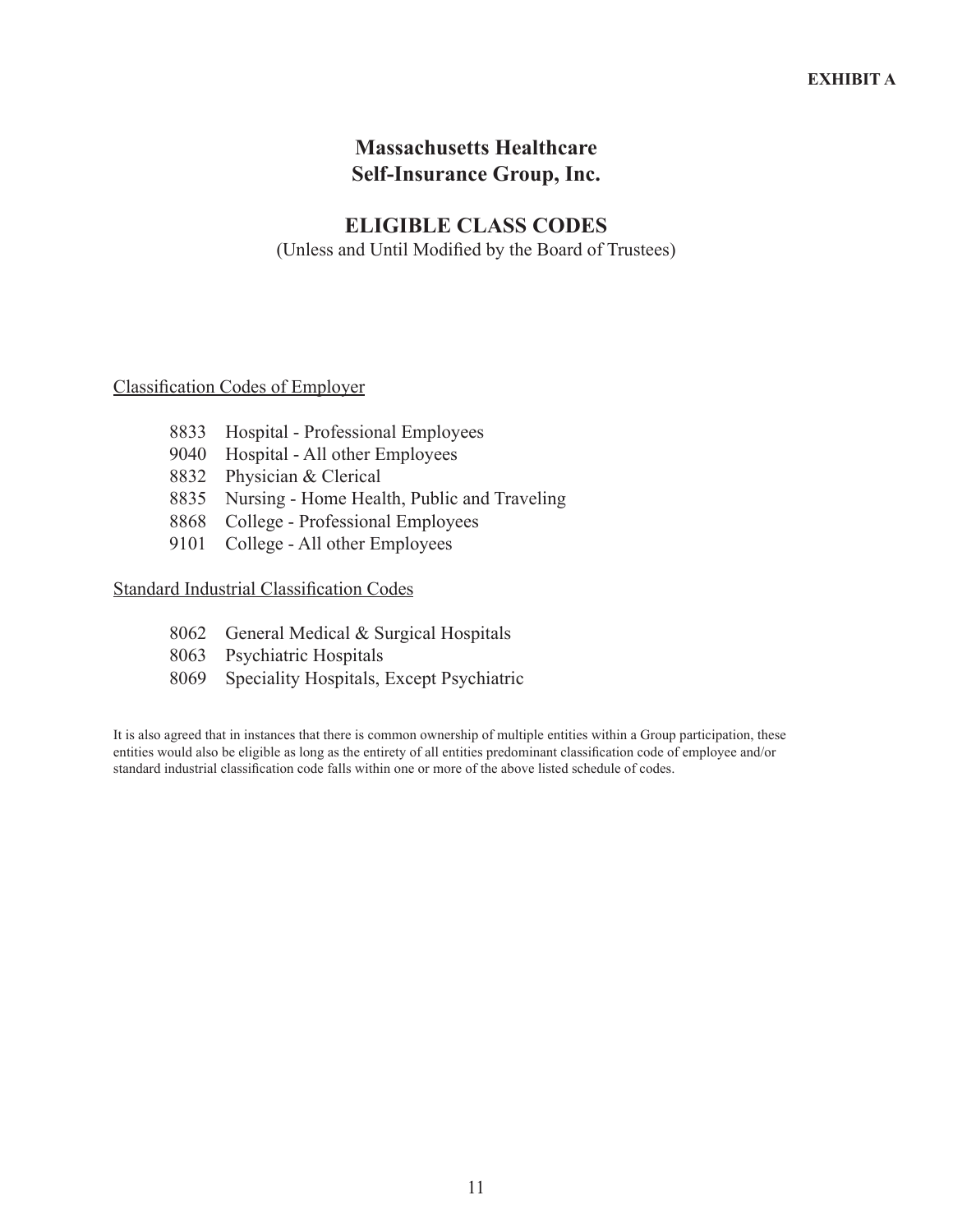**EXHIBIT A**

# Massachusetts Healthcare Self-Insurance Group, Inc.

## ELIGIBLE CLASS CODES

(Unless and Until Modified by the Board of Trustees)

Classification Codes of Employer

- 8833 Hospital - Professional Employees
- 9040 Hospital - All other Employees
- 8832 Physician & Clerical
- 8835 Nursing - Home Health, Public and Traveling
- 8868 College - Professional Employees
- 9101 College - All other Employees

Standard Industrial Classification Codes

- 8062 General Medical & Surgical Hospitals
- 8063 Psychiatric Hospitals
- 8069 Speciality Hospitals, Except Psychiatric

It is also agreed that in instances that there is common ownership of multiple entities within a Group participation, these entities would also be eligible as long as the entirety of all entities predominant classification code of employee and/or standard industrial classification code falls within one or more of the above listed schedule of codes.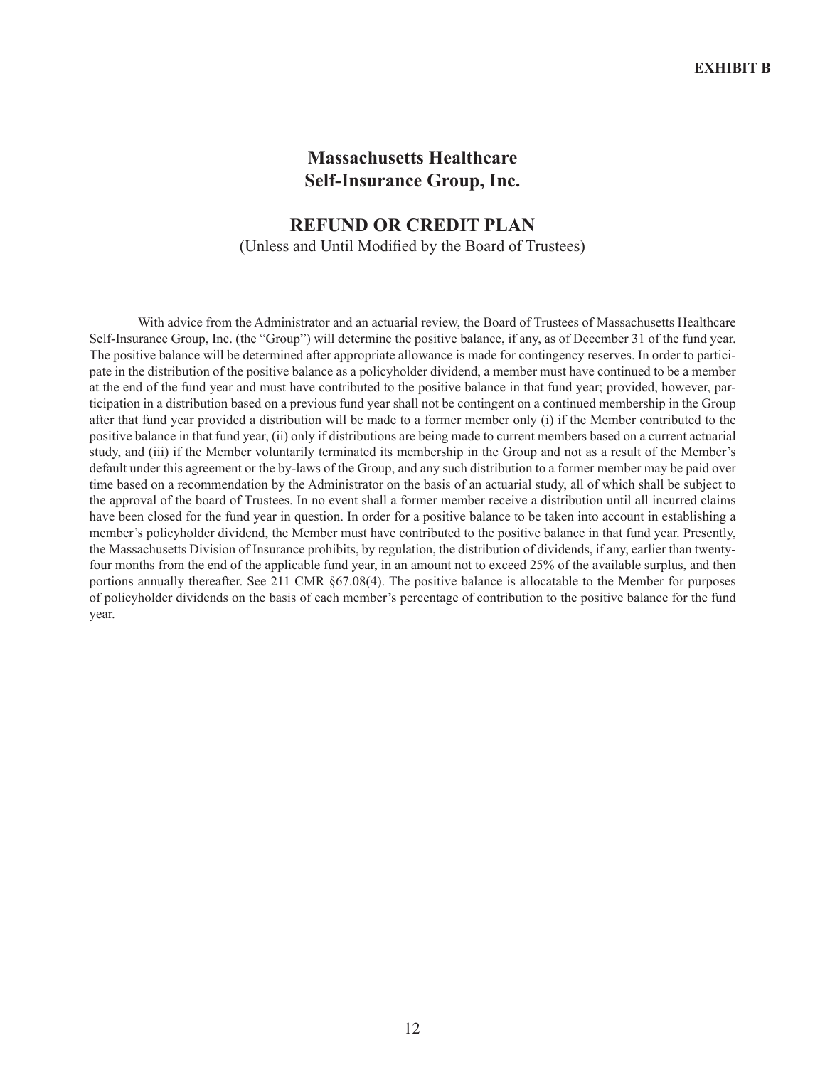**EXHIBIT B**

# Massachusetts Healthcare Self-Insurance Group, Inc.

## REFUND OR CREDIT PLAN

(Unless and Until Modified by the Board of Trustees)

With advice from the Administrator and an actuarial review, the Board of Trustees of Massachusetts Healthcare Self-Insurance Group, Inc. (the "Group") will determine the positive balance, if any, as of December 31 of the fund year. The positive balance will be determined after appropriate allowance is made for contingency reserves. In order to participate in the distribution of the positive balance as a policyholder dividend, a member must have continued to be a member at the end of the fund year and must have contributed to the positive balance in that fund year; provided, however, participation in a distribution based on a previous fund year shall not be contingent on a continued membership in the Group after that fund year provided a distribution will be made to a former member only (i) if the Member contributed to the positive balance in that fund year, (ii) only if distributions are being made to current members based on a current actuarial study, and (iii) if the Member voluntarily terminated its membership in the Group and not as a result of the Member's default under this agreement or the by-laws of the Group, and any such distribution to a former member may be paid over time based on a recommendation by the Administrator on the basis of an actuarial study, all of which shall be subject to the approval of the board of Trustees. In no event shall a former member receive a distribution until all incurred claims have been closed for the fund year in question. In order for a positive balance to be taken into account in establishing a member's policyholder dividend, the Member must have contributed to the positive balance in that fund year. Presently, the Massachusetts Division of Insurance prohibits, by regulation, the distribution of dividends, if any, earlier than twenty-four months from the end of the applicable fund year, in an amount not to exceed 25% of the available surplus, and then portions annually thereafter. See 211 CMR §67.08(4). The positive balance is allocatable to the Member for purposes of policyholder dividends on the basis of each member's percentage of contribution to the positive balance for the fund year.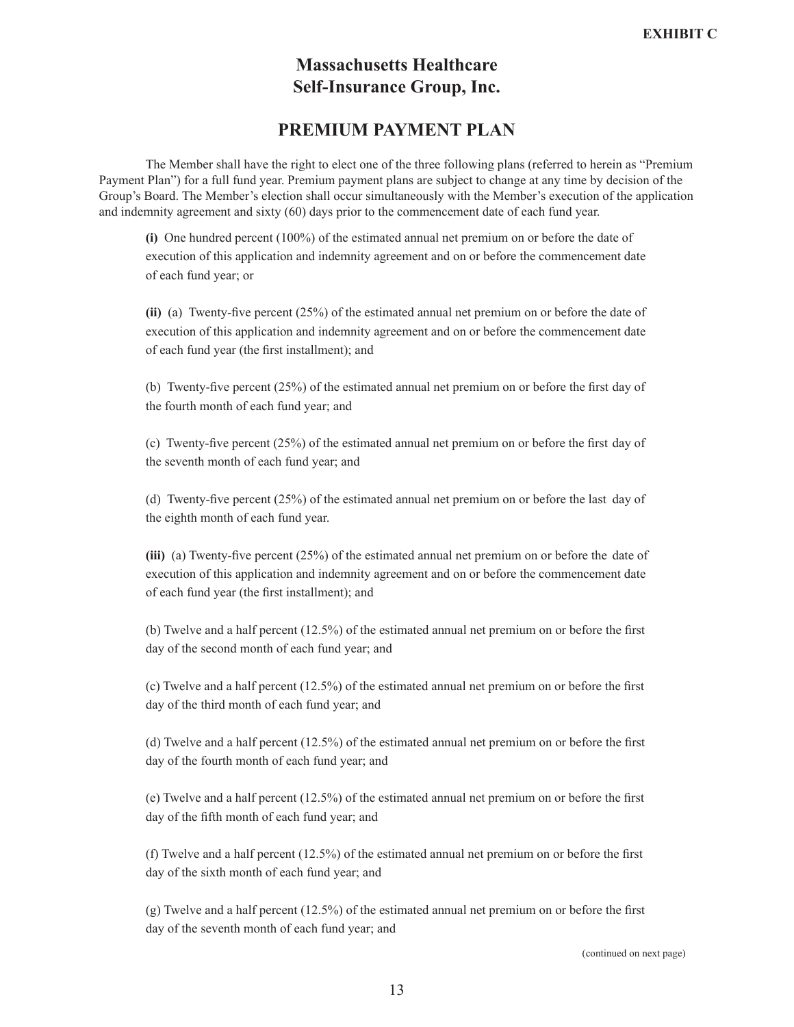EXHIBIT C

# Massachusetts Healthcare Self-Insurance Group, Inc.

## PREMIUM PAYMENT PLAN

The Member shall have the right to elect one of the three following plans (referred to herein as "Premium Payment Plan") for a full fund year. Premium payment plans are subject to change at any time by decision of the Group's Board. The Member's election shall occur simultaneously with the Member's execution of the application and indemnity agreement and sixty (60) days prior to the commencement date of each fund year.

**(i)** One hundred percent (100%) of the estimated annual net premium on or before the date of execution of this application and indemnity agreement and on or before the commencement date of each fund year; or

**(ii)** (a) Twenty-five percent (25%) of the estimated annual net premium on or before the date of execution of this application and indemnity agreement and on or before the commencement date of each fund year (the first installment); and

(b) Twenty-five percent (25%) of the estimated annual net premium on or before the first day of the fourth month of each fund year; and

(c) Twenty-five percent (25%) of the estimated annual net premium on or before the first day of the seventh month of each fund year; and

(d) Twenty-five percent (25%) of the estimated annual net premium on or before the last day of the eighth month of each fund year.

**(iii)** (a) Twenty-five percent (25%) of the estimated annual net premium on or before the date of execution of this application and indemnity agreement and on or before the commencement date of each fund year (the first installment); and

(b) Twelve and a half percent (12.5%) of the estimated annual net premium on or before the first day of the second month of each fund year; and

(c) Twelve and a half percent (12.5%) of the estimated annual net premium on or before the first day of the third month of each fund year; and

(d) Twelve and a half percent (12.5%) of the estimated annual net premium on or before the first day of the fourth month of each fund year; and

(e) Twelve and a half percent (12.5%) of the estimated annual net premium on or before the first day of the fifth month of each fund year; and

(f) Twelve and a half percent (12.5%) of the estimated annual net premium on or before the first day of the sixth month of each fund year; and

(g) Twelve and a half percent (12.5%) of the estimated annual net premium on or before the first day of the seventh month of each fund year; and

(continued on next page)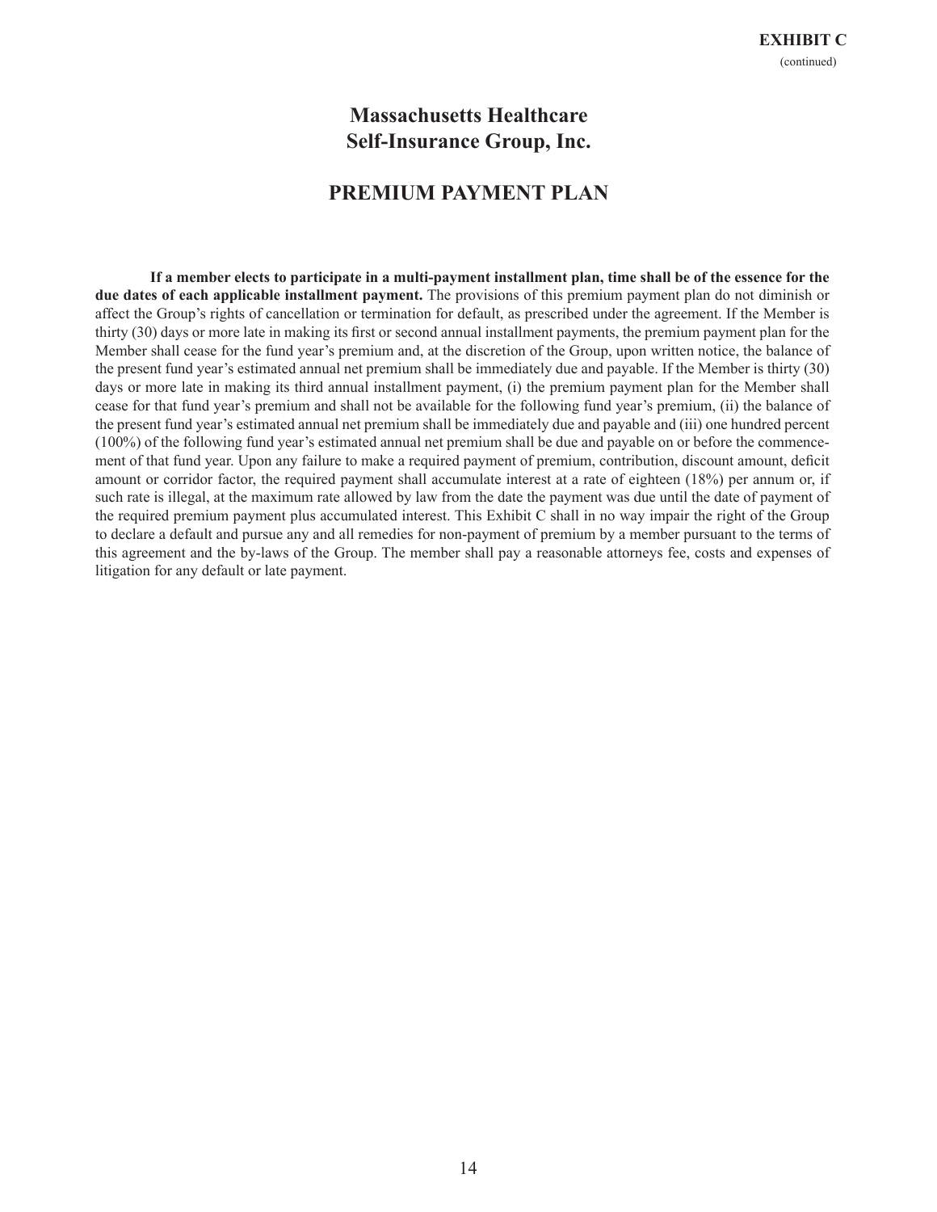**EXHIBIT C**
(continued)

# Massachusetts Healthcare Self-Insurance Group, Inc.

## PREMIUM PAYMENT PLAN

**If a member elects to participate in a multi-payment installment plan, time shall be of the essence for the due dates of each applicable installment payment.** The provisions of this premium payment plan do not diminish or affect the Group's rights of cancellation or termination for default, as prescribed under the agreement. If the Member is thirty (30) days or more late in making its first or second annual installment payments, the premium payment plan for the Member shall cease for the fund year's premium and, at the discretion of the Group, upon written notice, the balance of the present fund year's estimated annual net premium shall be immediately due and payable. If the Member is thirty (30) days or more late in making its third annual installment payment, (i) the premium payment plan for the Member shall cease for that fund year's premium and shall not be available for the following fund year's premium, (ii) the balance of the present fund year's estimated annual net premium shall be immediately due and payable and (iii) one hundred percent (100%) of the following fund year's estimated annual net premium shall be due and payable on or before the commencement of that fund year. Upon any failure to make a required payment of premium, contribution, discount amount, deficit amount or corridor factor, the required payment shall accumulate interest at a rate of eighteen (18%) per annum or, if such rate is illegal, at the maximum rate allowed by law from the date the payment was due until the date of payment of the required premium payment plus accumulated interest. This Exhibit C shall in no way impair the right of the Group to declare a default and pursue any and all remedies for non-payment of premium by a member pursuant to the terms of this agreement and the by-laws of the Group. The member shall pay a reasonable attorneys fee, costs and expenses of litigation for any default or late payment.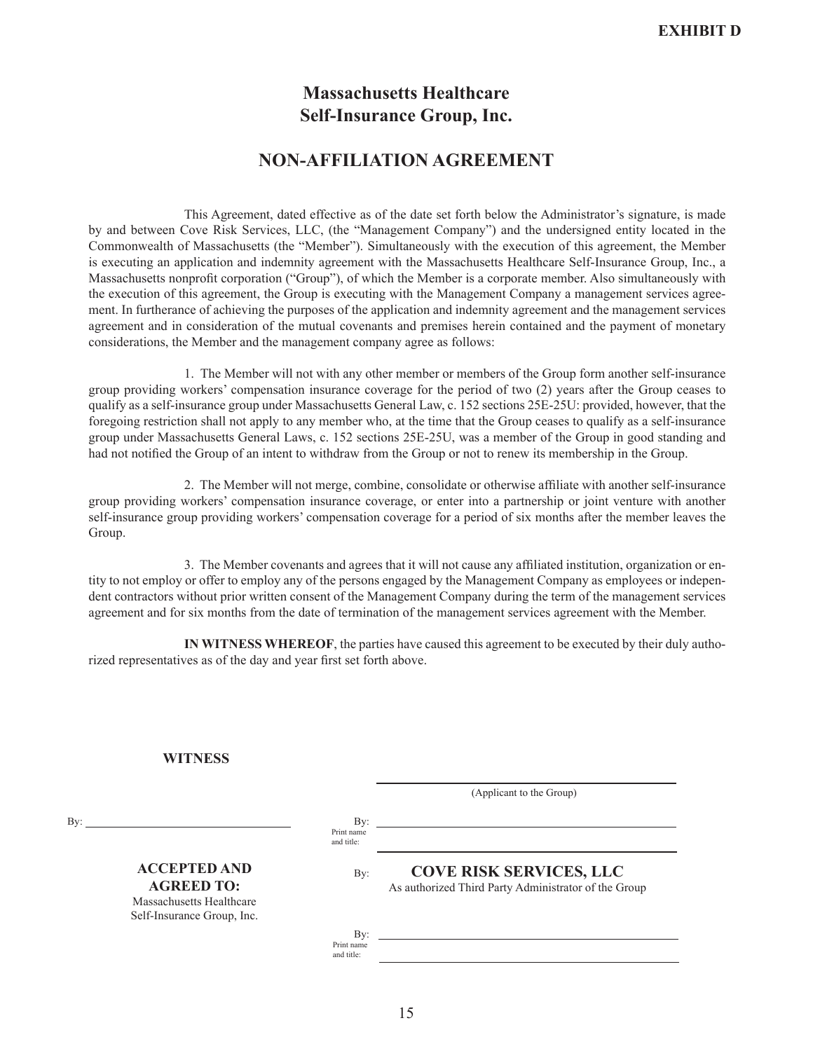**EXHIBIT D**

# Massachusetts Healthcare Self-Insurance Group, Inc.

## NON-AFFILIATION AGREEMENT

This Agreement, dated effective as of the date set forth below the Administrator's signature, is made by and between Cove Risk Services, LLC, (the "Management Company") and the undersigned entity located in the Commonwealth of Massachusetts (the "Member"). Simultaneously with the execution of this agreement, the Member is executing an application and indemnity agreement with the Massachusetts Healthcare Self-Insurance Group, Inc., a Massachusetts nonprofit corporation ("Group"), of which the Member is a corporate member. Also simultaneously with the execution of this agreement, the Group is executing with the Management Company a management services agreement. In furtherance of achieving the purposes of the application and indemnity agreement and the management services agreement and in consideration of the mutual covenants and premises herein contained and the payment of monetary considerations, the Member and the management company agree as follows:

1. The Member will not with any other member or members of the Group form another self-insurance group providing workers' compensation insurance coverage for the period of two (2) years after the Group ceases to qualify as a self-insurance group under Massachusetts General Law, c. 152 sections 25E-25U: provided, however, that the foregoing restriction shall not apply to any member who, at the time that the Group ceases to qualify as a self-insurance group under Massachusetts General Laws, c. 152 sections 25E-25U, was a member of the Group in good standing and had not notified the Group of an intent to withdraw from the Group or not to renew its membership in the Group.

2. The Member will not merge, combine, consolidate or otherwise affiliate with another self-insurance group providing workers' compensation insurance coverage, or enter into a partnership or joint venture with another self-insurance group providing workers' compensation coverage for a period of six months after the member leaves the Group.

3. The Member covenants and agrees that it will not cause any affiliated institution, organization or entity to not employ or offer to employ any of the persons engaged by the Management Company as employees or independent contractors without prior written consent of the Management Company during the term of the management services agreement and for six months from the date of termination of the management services agreement with the Member.

**IN WITNESS WHEREOF**, the parties have caused this agreement to be executed by their duly authorized representatives as of the day and year first set forth above.

**WITNESS**

By: ______________________________

______________________________
(Applicant to the Group)

By: ______________________________
Print name and title: ______________________________

**ACCEPTED AND AGREED TO:**
Massachusetts Healthcare Self-Insurance Group, Inc.

By: **COVE RISK SERVICES, LLC**
As authorized Third Party Administrator of the Group

By: ______________________________
Print name and title: ______________________________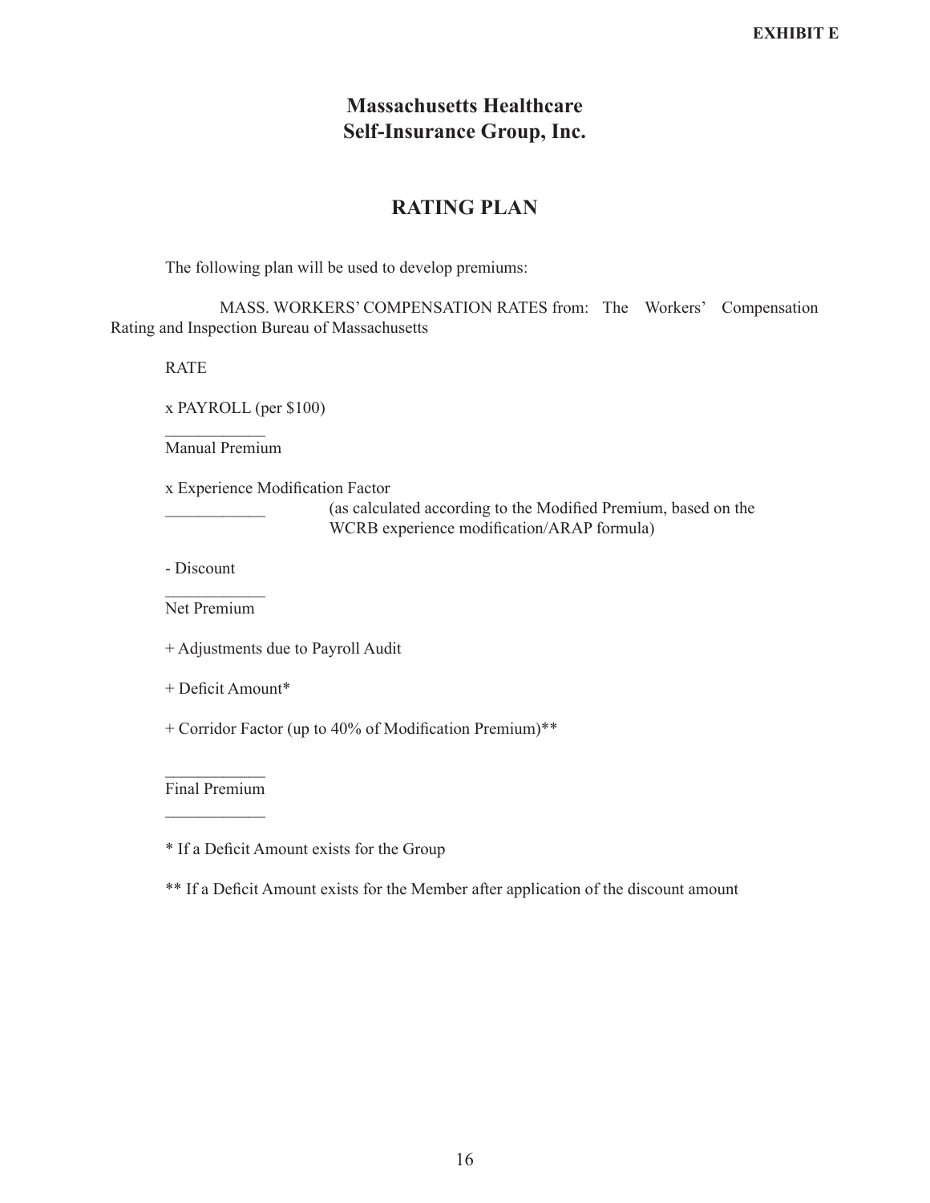**EXHIBIT E**

# Massachusetts Healthcare Self-Insurance Group, Inc.

## RATING PLAN

The following plan will be used to develop premiums:

MASS. WORKERS' COMPENSATION RATES from: The Workers' Compensation Rating and Inspection Bureau of Massachusetts

RATE

x PAYROLL (per $100)

\_\_\_\_\_\_\_\_\_\_\_\_

Manual Premium

x Experience Modification Factor

\_\_\_\_\_\_\_\_\_\_\_\_ (as calculated according to the Modified Premium, based on the WCRB experience modification/ARAP formula)

\- Discount

\_\_\_\_\_\_\_\_\_\_\_\_

Net Premium

\+ Adjustments due to Payroll Audit

\+ Deficit Amount*

\+ Corridor Factor (up to 40% of Modification Premium)**

\_\_\_\_\_\_\_\_\_\_\_\_

Final Premium

\_\_\_\_\_\_\_\_\_\_\_\_

\* If a Deficit Amount exists for the Group

\*\* If a Deficit Amount exists for the Member after application of the discount amount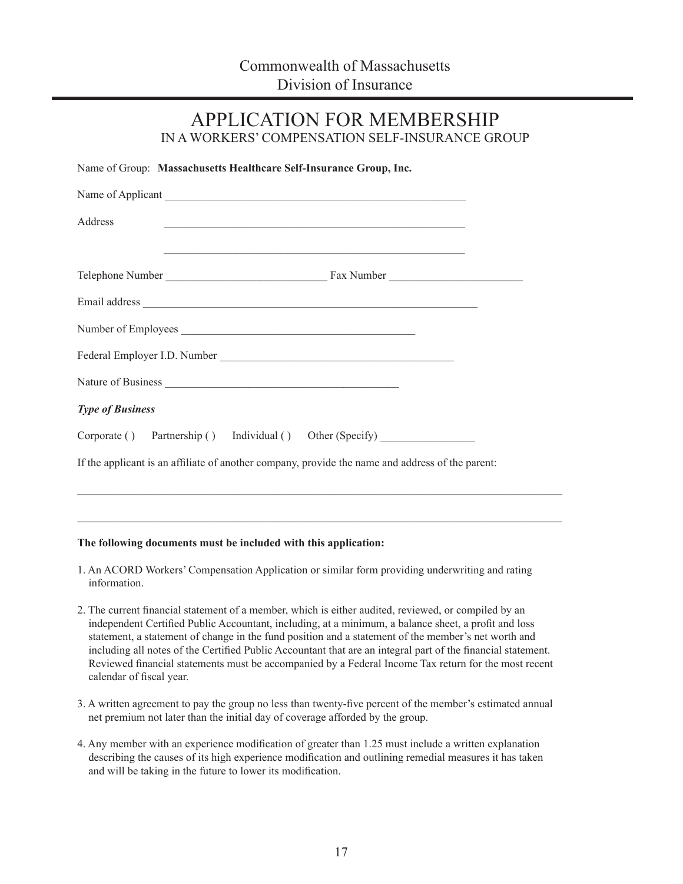Commonwealth of Massachusetts
Division of Insurance

# APPLICATION FOR MEMBERSHIP
## IN A WORKERS' COMPENSATION SELF-INSURANCE GROUP

Name of Group: **Massachusetts Healthcare Self-Insurance Group, Inc.**

Name of Applicant ______________________________________________________

Address ______________________________________________________

______________________________________________________

Telephone Number ____________________________ Fax Number ________________________

Email address ____________________________________________________________

Number of Employees __________________________________________

Federal Employer I.D. Number ___________________________________________

Nature of Business _________________________________________

***Type of Business***

Corporate ( )   Partnership ( )   Individual ( )   Other (Specify) _________________

If the applicant is an affiliate of another company, provide the name and address of the parent:

________________________________________________________________________________________

________________________________________________________________________________________

**The following documents must be included with this application:**

1. An ACORD Workers' Compensation Application or similar form providing underwriting and rating information.
2. The current financial statement of a member, which is either audited, reviewed, or compiled by an independent Certified Public Accountant, including, at a minimum, a balance sheet, a profit and loss statement, a statement of change in the fund position and a statement of the member's net worth and including all notes of the Certified Public Accountant that are an integral part of the financial statement. Reviewed financial statements must be accompanied by a Federal Income Tax return for the most recent calendar of fiscal year.
3. A written agreement to pay the group no less than twenty-five percent of the member's estimated annual net premium not later than the initial day of coverage afforded by the group.
4. Any member with an experience modification of greater than 1.25 must include a written explanation describing the causes of its high experience modification and outlining remedial measures it has taken and will be taking in the future to lower its modification.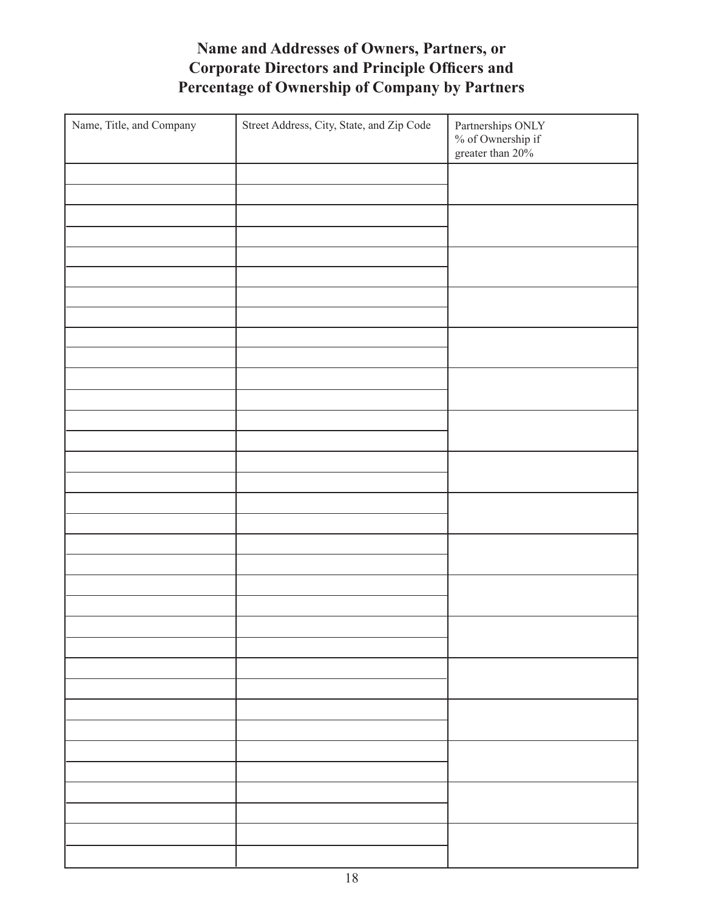# Name and Addresses of Owners, Partners, or Corporate Directors and Principle Officers and Percentage of Ownership of Company by Partners

| Name, Title, and Company | Street Address, City, State, and Zip Code | Partnerships ONLY % of Ownership if greater than 20% |
|---|---|---|
| | | |
| | | |
| | | |
| | | |
| | | |
| | | |
| | | |
| | | |
| | | |
| | | |
| | | |
| | | |
| | | |
| | | |
| | | |
| | | |
| | | |
| | | |
| | | |
| | | |
| | | |
| | | |
| | | |
| | | |
| | | |
| | | |
| | | |
| | | |
| | | |
| | | |
| | | |
| | | |
| | | |
| | | |
| | | |
| | | |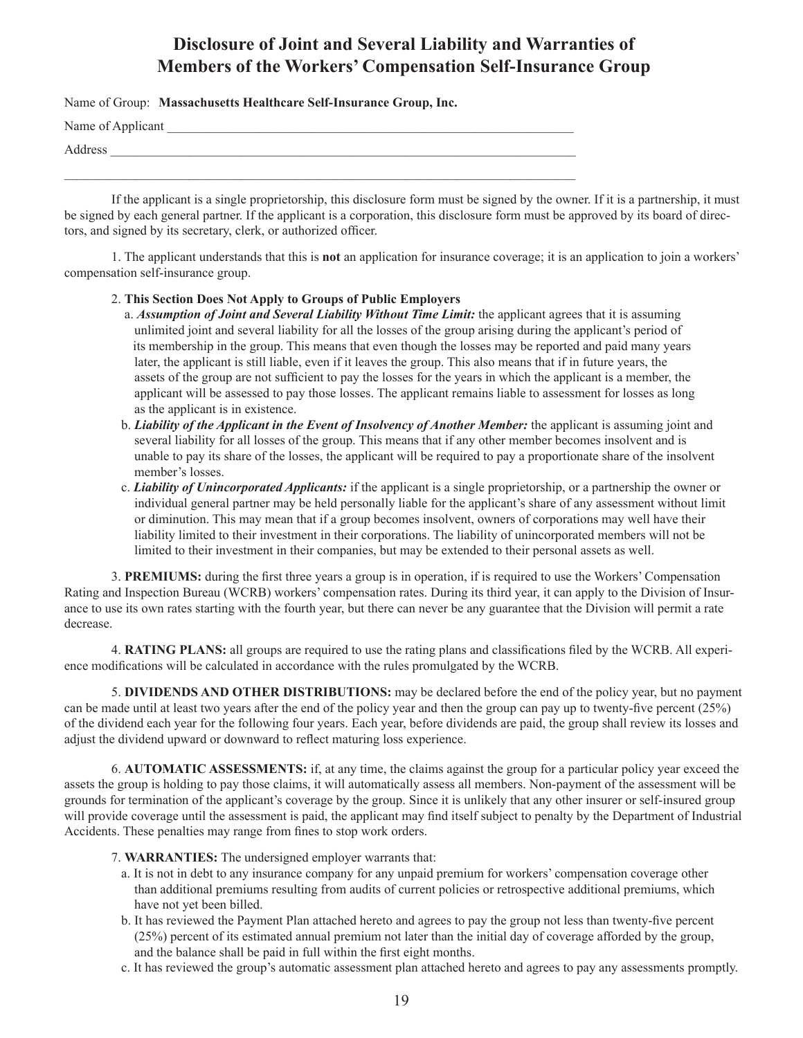# Disclosure of Joint and Several Liability and Warranties of Members of the Workers' Compensation Self-Insurance Group

Name of Group: **Massachusetts Healthcare Self-Insurance Group, Inc.**

Name of Applicant ___________________________________________________________

Address ____________________________________________________________________

____________________________________________________________________________

If the applicant is a single proprietorship, this disclosure form must be signed by the owner. If it is a partnership, it must be signed by each general partner. If the applicant is a corporation, this disclosure form must be approved by its board of directors, and signed by its secretary, clerk, or authorized officer.

1. The applicant understands that this is **not** an application for insurance coverage; it is an application to join a workers' compensation self-insurance group.

2. **This Section Does Not Apply to Groups of Public Employers**

   a. ***Assumption of Joint and Several Liability Without Time Limit:*** the applicant agrees that it is assuming unlimited joint and several liability for all the losses of the group arising during the applicant's period of its membership in the group. This means that even though the losses may be reported and paid many years later, the applicant is still liable, even if it leaves the group. This also means that if in future years, the assets of the group are not sufficient to pay the losses for the years in which the applicant is a member, the applicant will be assessed to pay those losses. The applicant remains liable to assessment for losses as long as the applicant is in existence.

   b. ***Liability of the Applicant in the Event of Insolvency of Another Member:*** the applicant is assuming joint and several liability for all losses of the group. This means that if any other member becomes insolvent and is unable to pay its share of the losses, the applicant will be required to pay a proportionate share of the insolvent member's losses.

   c. ***Liability of Unincorporated Applicants:*** if the applicant is a single proprietorship, or a partnership the owner or individual general partner may be held personally liable for the applicant's share of any assessment without limit or diminution. This may mean that if a group becomes insolvent, owners of corporations may well have their liability limited to their investment in their corporations. The liability of unincorporated members will not be limited to their investment in their companies, but may be extended to their personal assets as well.

3. **PREMIUMS:** during the first three years a group is in operation, if is required to use the Workers' Compensation Rating and Inspection Bureau (WCRB) workers' compensation rates. During its third year, it can apply to the Division of Insurance to use its own rates starting with the fourth year, but there can never be any guarantee that the Division will permit a rate decrease.

4. **RATING PLANS:** all groups are required to use the rating plans and classifications filed by the WCRB. All experience modifications will be calculated in accordance with the rules promulgated by the WCRB.

5. **DIVIDENDS AND OTHER DISTRIBUTIONS:** may be declared before the end of the policy year, but no payment can be made until at least two years after the end of the policy year and then the group can pay up to twenty-five percent (25%) of the dividend each year for the following four years. Each year, before dividends are paid, the group shall review its losses and adjust the dividend upward or downward to reflect maturing loss experience.

6. **AUTOMATIC ASSESSMENTS:** if, at any time, the claims against the group for a particular policy year exceed the assets the group is holding to pay those claims, it will automatically assess all members. Non-payment of the assessment will be grounds for termination of the applicant's coverage by the group. Since it is unlikely that any other insurer or self-insured group will provide coverage until the assessment is paid, the applicant may find itself subject to penalty by the Department of Industrial Accidents. These penalties may range from fines to stop work orders.

7. **WARRANTIES:** The undersigned employer warrants that:

   a. It is not in debt to any insurance company for any unpaid premium for workers' compensation coverage other than additional premiums resulting from audits of current policies or retrospective additional premiums, which have not yet been billed.

   b. It has reviewed the Payment Plan attached hereto and agrees to pay the group not less than twenty-five percent (25%) percent of its estimated annual premium not later than the initial day of coverage afforded by the group, and the balance shall be paid in full within the first eight months.

   c. It has reviewed the group's automatic assessment plan attached hereto and agrees to pay any assessments promptly.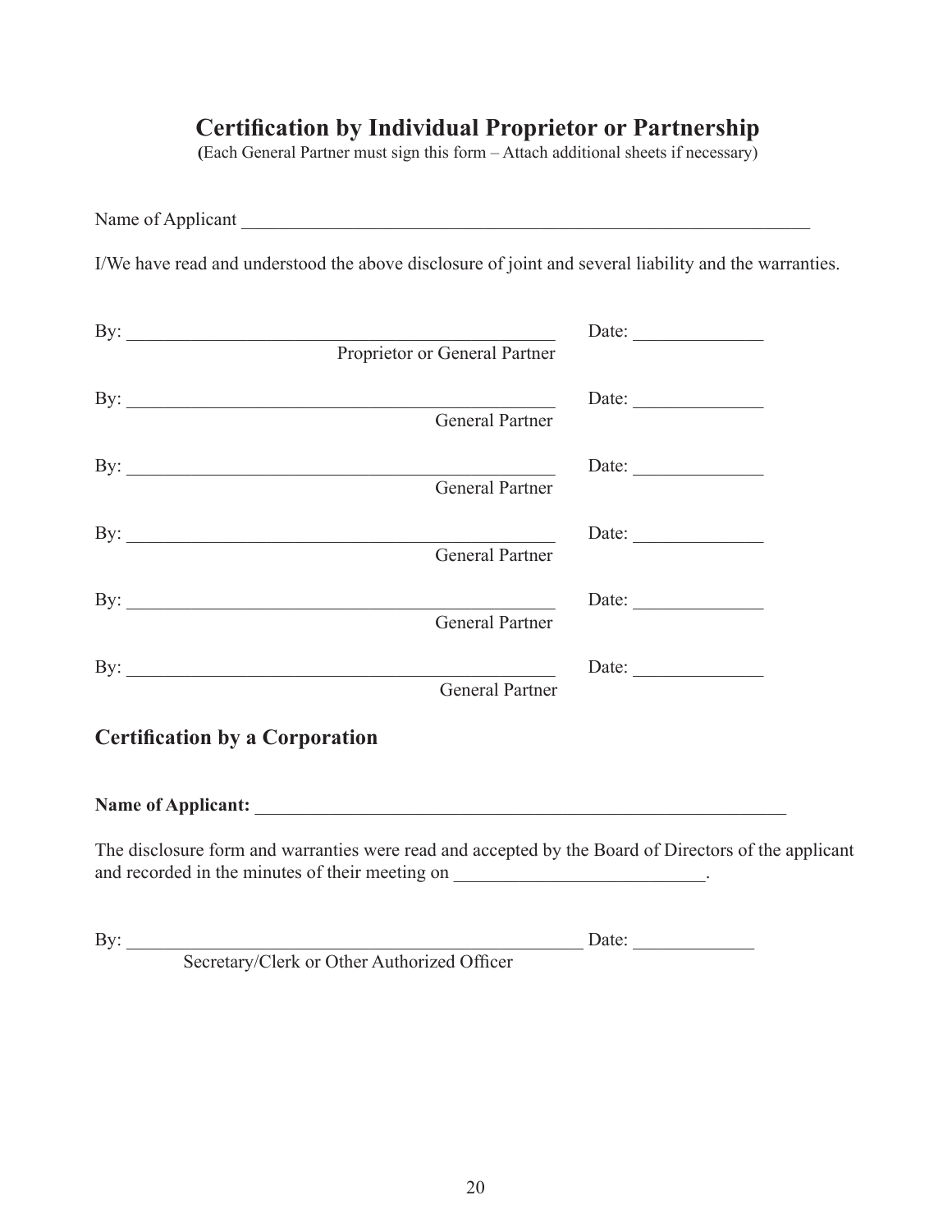## Certification by Individual Proprietor or Partnership

(Each General Partner must sign this form – Attach additional sheets if necessary)

Name of Applicant ______________________________________________________________

I/We have read and understood the above disclosure of joint and several liability and the warranties.

By: ______________________________________________ Date: ______________
Proprietor or General Partner

By: ______________________________________________ Date: ______________
General Partner

By: ______________________________________________ Date: ______________
General Partner

By: ______________________________________________ Date: ______________
General Partner

By: ______________________________________________ Date: ______________
General Partner

By: ______________________________________________ Date: ______________
General Partner

## Certification by a Corporation

**Name of Applicant:** ______________________________________________________________

The disclosure form and warranties were read and accepted by the Board of Directors of the applicant and recorded in the minutes of their meeting on ___________________________.

By: ________________________________________________ Date: _____________
Secretary/Clerk or Other Authorized Officer